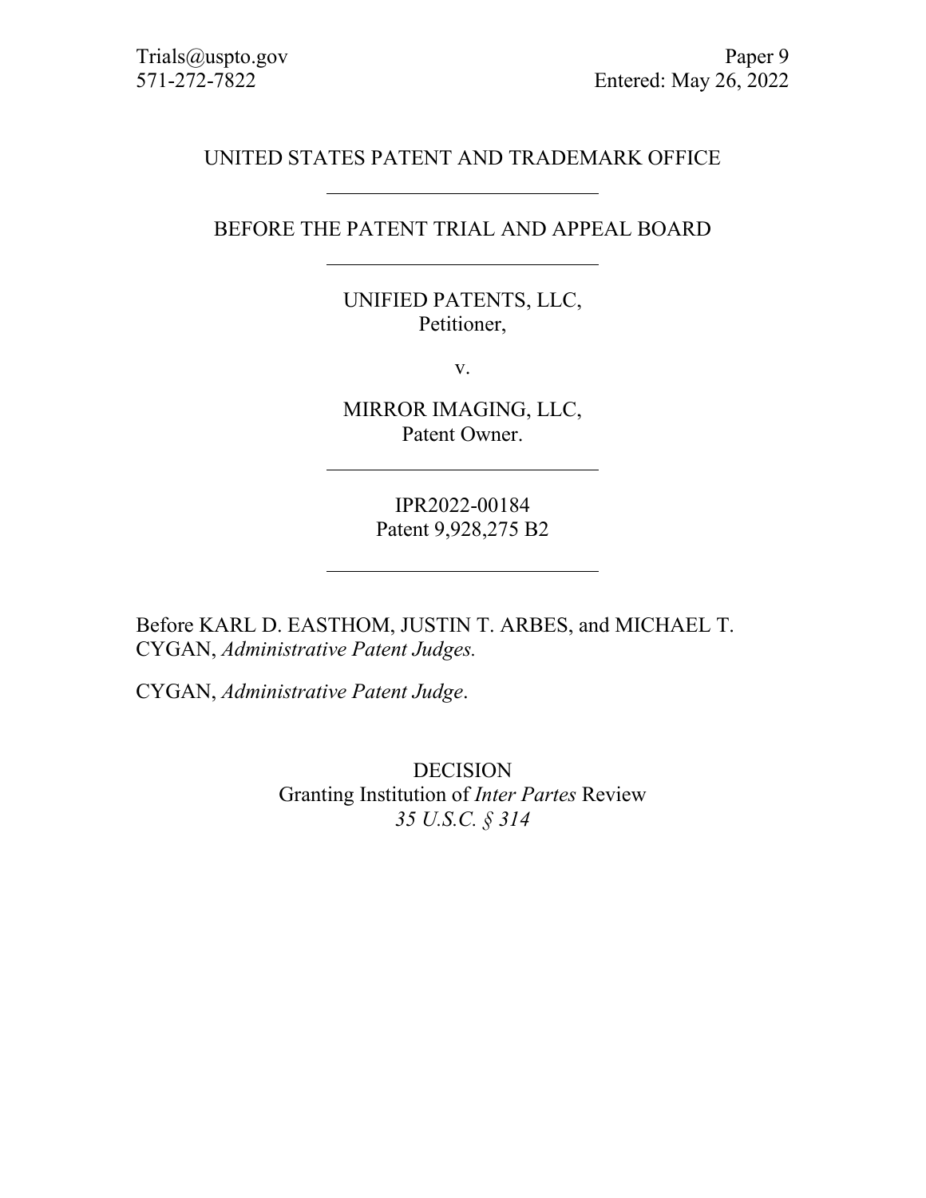Trials@uspto.gov
571-272-7822

Paper 9
Entered: May 26, 2022

UNITED STATES PATENT AND TRADEMARK OFFICE

---

BEFORE THE PATENT TRIAL AND APPEAL BOARD

---

UNIFIED PATENTS, LLC,
Petitioner,

v.

MIRROR IMAGING, LLC,
Patent Owner.

---

IPR2022-00184
Patent 9,928,275 B2

---

Before KARL D. EASTHOM, JUSTIN T. ARBES, and MICHAEL T. CYGAN, *Administrative Patent Judges.*

CYGAN, *Administrative Patent Judge*.

DECISION
Granting Institution of *Inter Partes* Review
*35 U.S.C. § 314*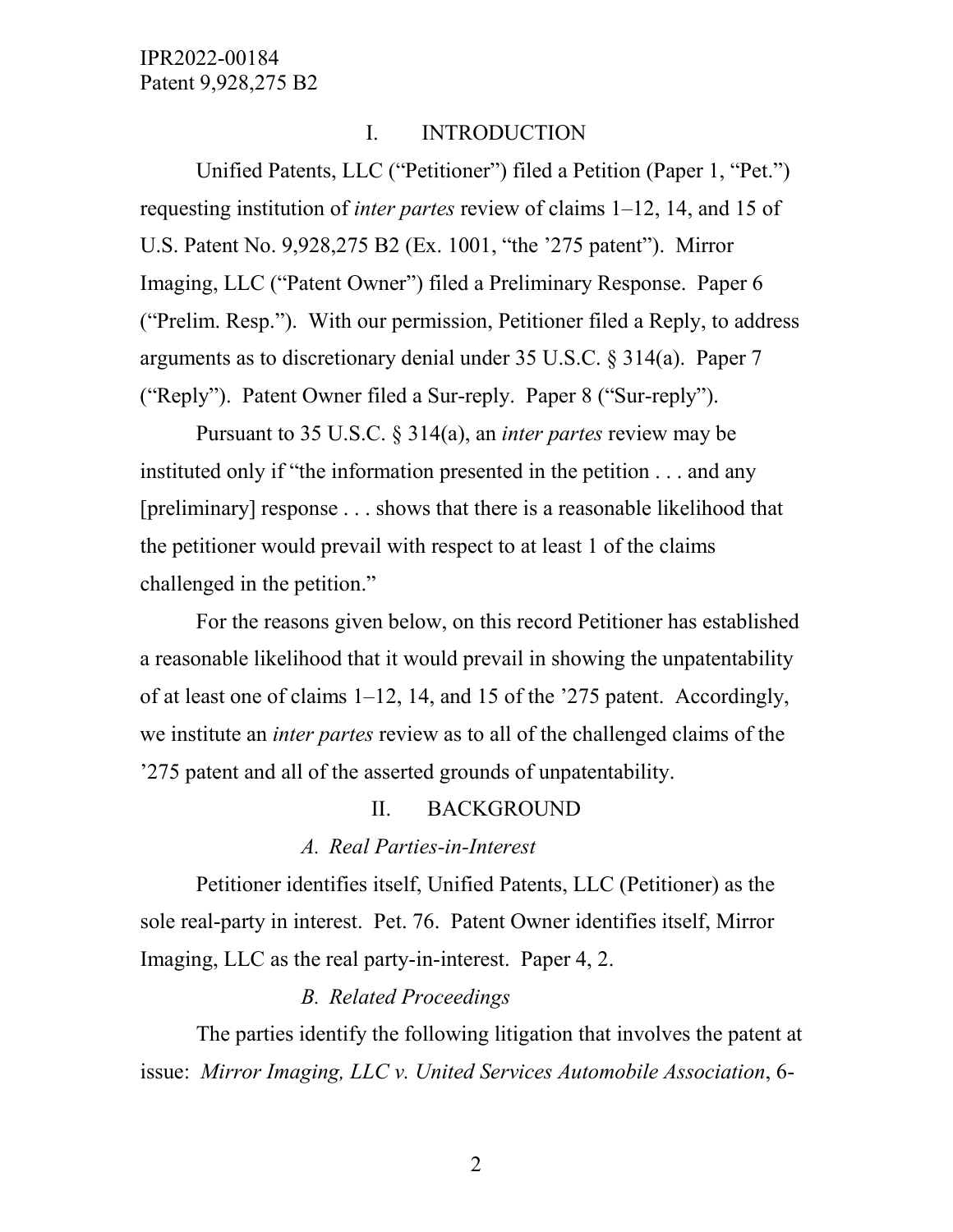## I. INTRODUCTION

Unified Patents, LLC ("Petitioner") filed a Petition (Paper 1, "Pet.") requesting institution of *inter partes* review of claims 1–12, 14, and 15 of U.S. Patent No. 9,928,275 B2 (Ex. 1001, "the '275 patent"). Mirror Imaging, LLC ("Patent Owner") filed a Preliminary Response. Paper 6 ("Prelim. Resp."). With our permission, Petitioner filed a Reply, to address arguments as to discretionary denial under 35 U.S.C. § 314(a). Paper 7 ("Reply"). Patent Owner filed a Sur-reply. Paper 8 ("Sur-reply").

Pursuant to 35 U.S.C. § 314(a), an *inter partes* review may be instituted only if "the information presented in the petition . . . and any [preliminary] response . . . shows that there is a reasonable likelihood that the petitioner would prevail with respect to at least 1 of the claims challenged in the petition."

For the reasons given below, on this record Petitioner has established a reasonable likelihood that it would prevail in showing the unpatentability of at least one of claims 1–12, 14, and 15 of the '275 patent. Accordingly, we institute an *inter partes* review as to all of the challenged claims of the '275 patent and all of the asserted grounds of unpatentability.

## II. BACKGROUND

### *A. Real Parties-in-Interest*

Petitioner identifies itself, Unified Patents, LLC (Petitioner) as the sole real-party in interest. Pet. 76. Patent Owner identifies itself, Mirror Imaging, LLC as the real party-in-interest. Paper 4, 2.

### *B. Related Proceedings*

The parties identify the following litigation that involves the patent at issue: *Mirror Imaging, LLC v. United Services Automobile Association*, 6-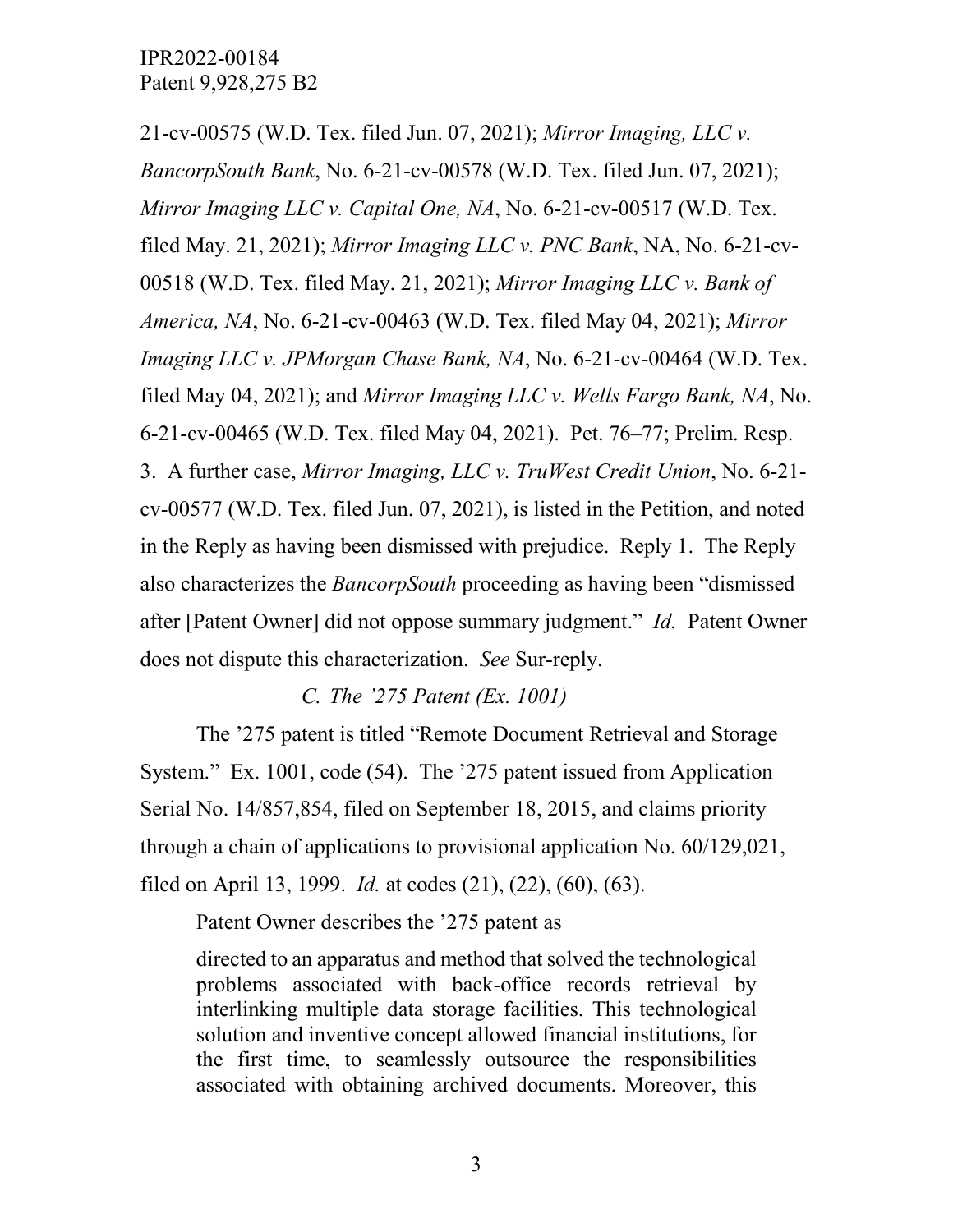21-cv-00575 (W.D. Tex. filed Jun. 07, 2021); *Mirror Imaging, LLC v. BancorpSouth Bank*, No. 6-21-cv-00578 (W.D. Tex. filed Jun. 07, 2021); *Mirror Imaging LLC v. Capital One, NA*, No. 6-21-cv-00517 (W.D. Tex. filed May. 21, 2021); *Mirror Imaging LLC v. PNC Bank*, NA, No. 6-21-cv-00518 (W.D. Tex. filed May. 21, 2021); *Mirror Imaging LLC v. Bank of America, NA*, No. 6-21-cv-00463 (W.D. Tex. filed May 04, 2021); *Mirror Imaging LLC v. JPMorgan Chase Bank, NA*, No. 6-21-cv-00464 (W.D. Tex. filed May 04, 2021); and *Mirror Imaging LLC v. Wells Fargo Bank, NA*, No. 6-21-cv-00465 (W.D. Tex. filed May 04, 2021). Pet. 76–77; Prelim. Resp. 3. A further case, *Mirror Imaging, LLC v. TruWest Credit Union*, No. 6-21-cv-00577 (W.D. Tex. filed Jun. 07, 2021), is listed in the Petition, and noted in the Reply as having been dismissed with prejudice. Reply 1. The Reply also characterizes the *BancorpSouth* proceeding as having been "dismissed after [Patent Owner] did not oppose summary judgment." *Id.* Patent Owner does not dispute this characterization. *See* Sur-reply.

### *C. The '275 Patent (Ex. 1001)*

The '275 patent is titled "Remote Document Retrieval and Storage System." Ex. 1001, code (54). The '275 patent issued from Application Serial No. 14/857,854, filed on September 18, 2015, and claims priority through a chain of applications to provisional application No. 60/129,021, filed on April 13, 1999. *Id.* at codes (21), (22), (60), (63).

Patent Owner describes the '275 patent as

> directed to an apparatus and method that solved the technological problems associated with back-office records retrieval by interlinking multiple data storage facilities. This technological solution and inventive concept allowed financial institutions, for the first time, to seamlessly outsource the responsibilities associated with obtaining archived documents. Moreover, this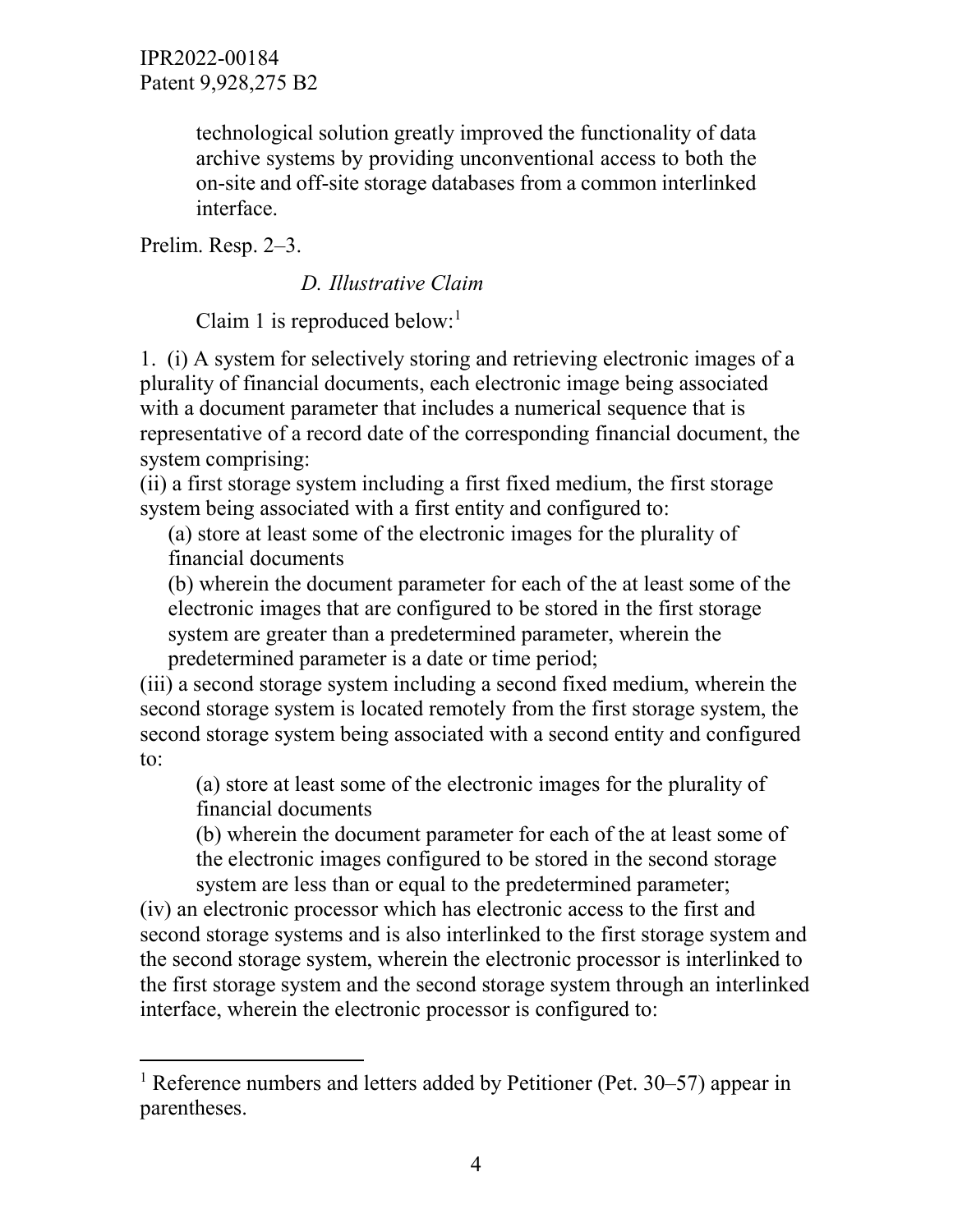technological solution greatly improved the functionality of data archive systems by providing unconventional access to both the on-site and off-site storage databases from a common interlinked interface.

Prelim. Resp. 2–3.

### *D. Illustrative Claim*

Claim 1 is reproduced below:[1]

1. (i) A system for selectively storing and retrieving electronic images of a plurality of financial documents, each electronic image being associated with a document parameter that includes a numerical sequence that is representative of a record date of the corresponding financial document, the system comprising:

(ii) a first storage system including a first fixed medium, the first storage system being associated with a first entity and configured to:

(a) store at least some of the electronic images for the plurality of financial documents

(b) wherein the document parameter for each of the at least some of the electronic images that are configured to be stored in the first storage system are greater than a predetermined parameter, wherein the predetermined parameter is a date or time period;

(iii) a second storage system including a second fixed medium, wherein the second storage system is located remotely from the first storage system, the second storage system being associated with a second entity and configured to:

(a) store at least some of the electronic images for the plurality of financial documents

(b) wherein the document parameter for each of the at least some of the electronic images configured to be stored in the second storage system are less than or equal to the predetermined parameter;

(iv) an electronic processor which has electronic access to the first and second storage systems and is also interlinked to the first storage system and the second storage system, wherein the electronic processor is interlinked to the first storage system and the second storage system through an interlinked interface, wherein the electronic processor is configured to:

---

[1] Reference numbers and letters added by Petitioner (Pet. 30–57) appear in parentheses.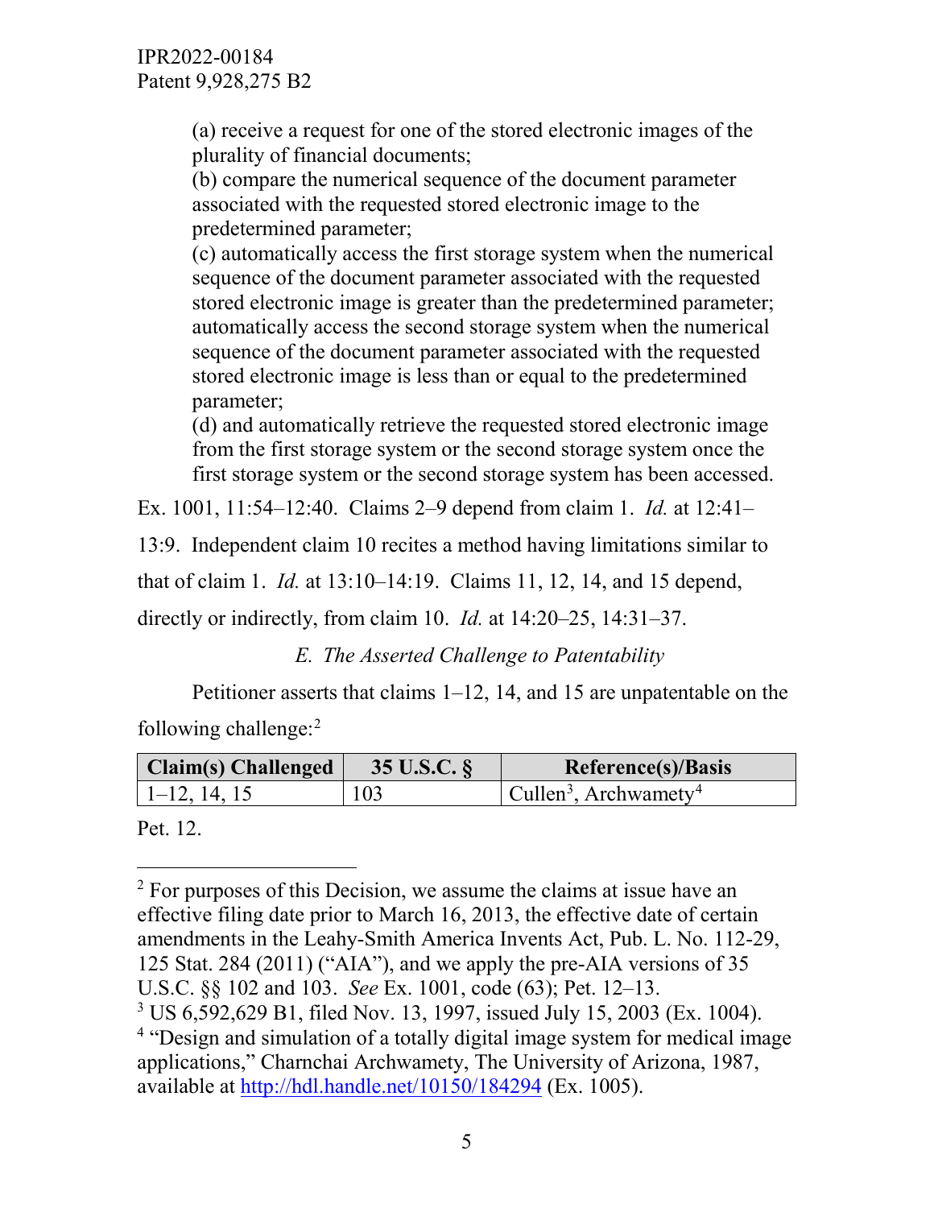(a) receive a request for one of the stored electronic images of the plurality of financial documents;
(b) compare the numerical sequence of the document parameter associated with the requested stored electronic image to the predetermined parameter;
(c) automatically access the first storage system when the numerical sequence of the document parameter associated with the requested stored electronic image is greater than the predetermined parameter; automatically access the second storage system when the numerical sequence of the document parameter associated with the requested stored electronic image is less than or equal to the predetermined parameter;
(d) and automatically retrieve the requested stored electronic image from the first storage system or the second storage system once the first storage system or the second storage system has been accessed.

Ex. 1001, 11:54–12:40. Claims 2–9 depend from claim 1. *Id.* at 12:41–13:9. Independent claim 10 recites a method having limitations similar to that of claim 1. *Id.* at 13:10–14:19. Claims 11, 12, 14, and 15 depend, directly or indirectly, from claim 10. *Id.* at 14:20–25, 14:31–37.

### *E. The Asserted Challenge to Patentability*

Petitioner asserts that claims 1–12, 14, and 15 are unpatentable on the following challenge:[2]

| Claim(s) Challenged | 35 U.S.C. § | Reference(s)/Basis |
|---|---|---|
| 1–12, 14, 15 | 103 | Cullen[3], Archwamety[4] |

Pet. 12.

---

[2] For purposes of this Decision, we assume the claims at issue have an effective filing date prior to March 16, 2013, the effective date of certain amendments in the Leahy-Smith America Invents Act, Pub. L. No. 112-29, 125 Stat. 284 (2011) ("AIA"), and we apply the pre-AIA versions of 35 U.S.C. §§ 102 and 103. *See* Ex. 1001, code (63); Pet. 12–13.

[3] US 6,592,629 B1, filed Nov. 13, 1997, issued July 15, 2003 (Ex. 1004).

[4] "Design and simulation of a totally digital image system for medical image applications," Charnchai Archwamety, The University of Arizona, 1987, available at http://hdl.handle.net/10150/184294 (Ex. 1005).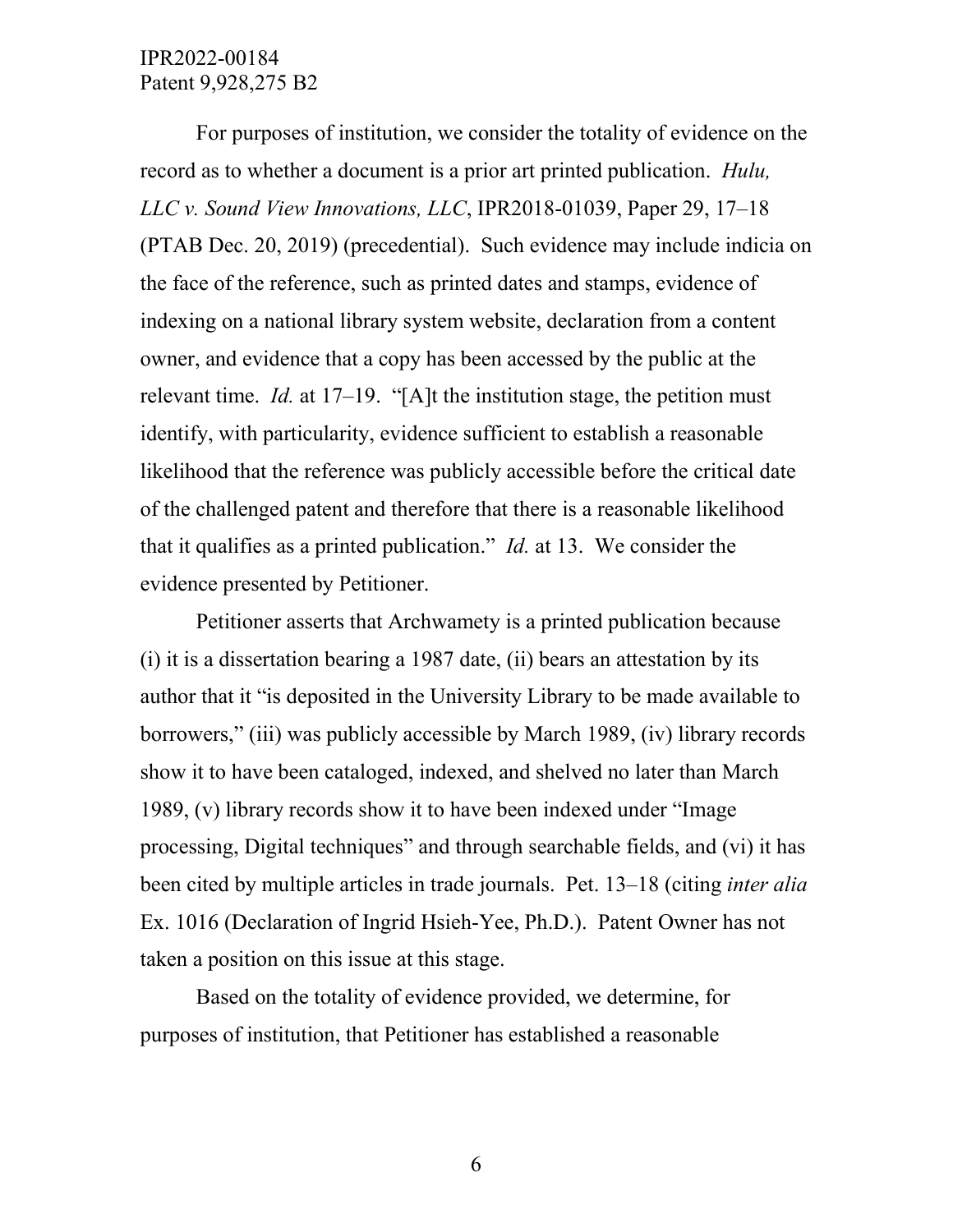For purposes of institution, we consider the totality of evidence on the record as to whether a document is a prior art printed publication. *Hulu, LLC v. Sound View Innovations, LLC*, IPR2018-01039, Paper 29, 17–18 (PTAB Dec. 20, 2019) (precedential). Such evidence may include indicia on the face of the reference, such as printed dates and stamps, evidence of indexing on a national library system website, declaration from a content owner, and evidence that a copy has been accessed by the public at the relevant time. *Id.* at 17–19. "[A]t the institution stage, the petition must identify, with particularity, evidence sufficient to establish a reasonable likelihood that the reference was publicly accessible before the critical date of the challenged patent and therefore that there is a reasonable likelihood that it qualifies as a printed publication." *Id.* at 13. We consider the evidence presented by Petitioner.

Petitioner asserts that Archwamety is a printed publication because (i) it is a dissertation bearing a 1987 date, (ii) bears an attestation by its author that it "is deposited in the University Library to be made available to borrowers," (iii) was publicly accessible by March 1989, (iv) library records show it to have been cataloged, indexed, and shelved no later than March 1989, (v) library records show it to have been indexed under "Image processing, Digital techniques" and through searchable fields, and (vi) it has been cited by multiple articles in trade journals. Pet. 13–18 (citing *inter alia* Ex. 1016 (Declaration of Ingrid Hsieh-Yee, Ph.D.). Patent Owner has not taken a position on this issue at this stage.

Based on the totality of evidence provided, we determine, for purposes of institution, that Petitioner has established a reasonable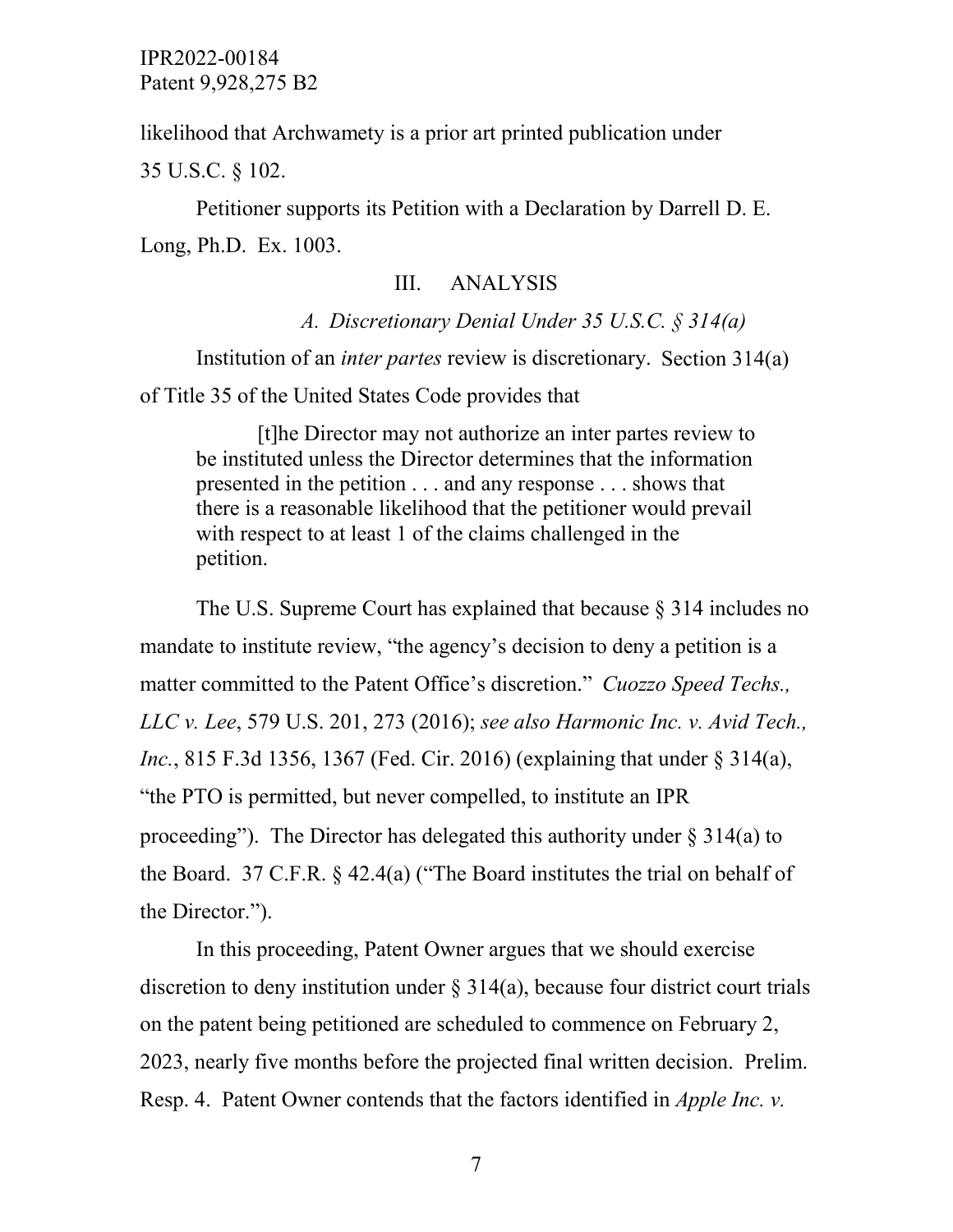likelihood that Archwamety is a prior art printed publication under 35 U.S.C. § 102.

Petitioner supports its Petition with a Declaration by Darrell D. E. Long, Ph.D. Ex. 1003.

## III. ANALYSIS

### *A. Discretionary Denial Under 35 U.S.C. § 314(a)*

Institution of an *inter partes* review is discretionary. Section 314(a) of Title 35 of the United States Code provides that

> [t]he Director may not authorize an inter partes review to be instituted unless the Director determines that the information presented in the petition . . . and any response . . . shows that there is a reasonable likelihood that the petitioner would prevail with respect to at least 1 of the claims challenged in the petition.

The U.S. Supreme Court has explained that because § 314 includes no mandate to institute review, "the agency's decision to deny a petition is a matter committed to the Patent Office's discretion." *Cuozzo Speed Techs., LLC v. Lee*, 579 U.S. 201, 273 (2016); *see also Harmonic Inc. v. Avid Tech., Inc.*, 815 F.3d 1356, 1367 (Fed. Cir. 2016) (explaining that under § 314(a), "the PTO is permitted, but never compelled, to institute an IPR proceeding"). The Director has delegated this authority under § 314(a) to the Board. 37 C.F.R. § 42.4(a) ("The Board institutes the trial on behalf of the Director.").

In this proceeding, Patent Owner argues that we should exercise discretion to deny institution under § 314(a), because four district court trials on the patent being petitioned are scheduled to commence on February 2, 2023, nearly five months before the projected final written decision. Prelim. Resp. 4. Patent Owner contends that the factors identified in *Apple Inc. v.*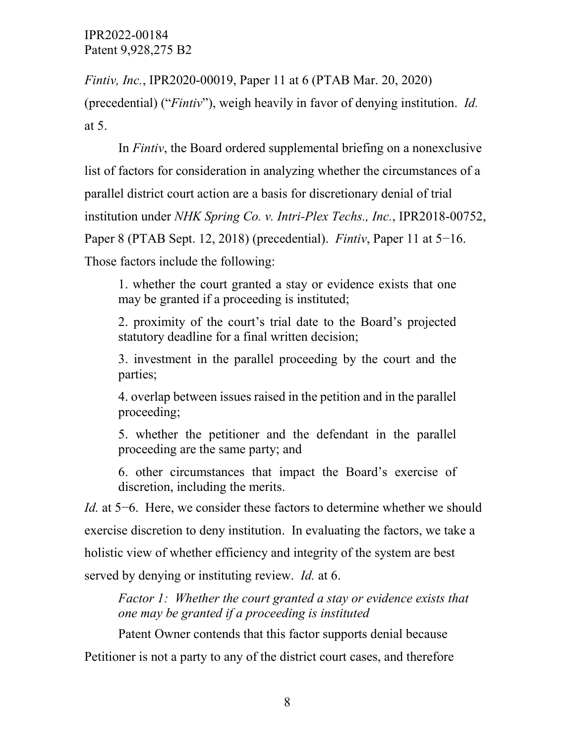*Fintiv, Inc.*, IPR2020-00019, Paper 11 at 6 (PTAB Mar. 20, 2020) (precedential) ("*Fintiv*"), weigh heavily in favor of denying institution. *Id.* at 5.

In *Fintiv*, the Board ordered supplemental briefing on a nonexclusive list of factors for consideration in analyzing whether the circumstances of a parallel district court action are a basis for discretionary denial of trial institution under *NHK Spring Co. v. Intri-Plex Techs., Inc.*, IPR2018-00752, Paper 8 (PTAB Sept. 12, 2018) (precedential). *Fintiv*, Paper 11 at 5−16. Those factors include the following:

> 1. whether the court granted a stay or evidence exists that one may be granted if a proceeding is instituted;
>
> 2. proximity of the court's trial date to the Board's projected statutory deadline for a final written decision;
>
> 3. investment in the parallel proceeding by the court and the parties;
>
> 4. overlap between issues raised in the petition and in the parallel proceeding;
>
> 5. whether the petitioner and the defendant in the parallel proceeding are the same party; and
>
> 6. other circumstances that impact the Board's exercise of discretion, including the merits.

*Id.* at 5−6. Here, we consider these factors to determine whether we should exercise discretion to deny institution. In evaluating the factors, we take a holistic view of whether efficiency and integrity of the system are best served by denying or instituting review. *Id.* at 6.

*Factor 1: Whether the court granted a stay or evidence exists that one may be granted if a proceeding is instituted*

Patent Owner contends that this factor supports denial because Petitioner is not a party to any of the district court cases, and therefore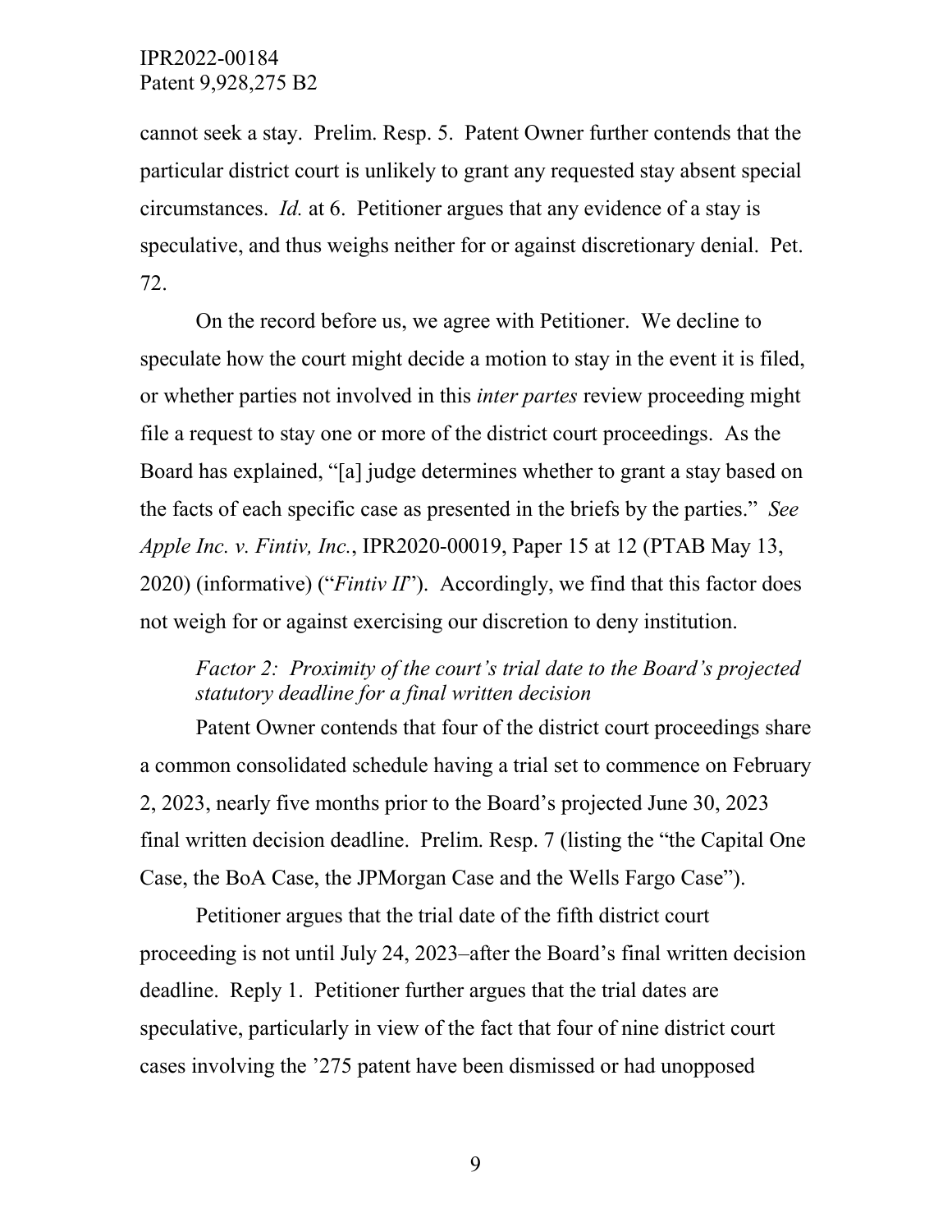cannot seek a stay. Prelim. Resp. 5. Patent Owner further contends that the particular district court is unlikely to grant any requested stay absent special circumstances. *Id.* at 6. Petitioner argues that any evidence of a stay is speculative, and thus weighs neither for or against discretionary denial. Pet. 72.

On the record before us, we agree with Petitioner. We decline to speculate how the court might decide a motion to stay in the event it is filed, or whether parties not involved in this *inter partes* review proceeding might file a request to stay one or more of the district court proceedings. As the Board has explained, "[a] judge determines whether to grant a stay based on the facts of each specific case as presented in the briefs by the parties." *See Apple Inc. v. Fintiv, Inc.*, IPR2020-00019, Paper 15 at 12 (PTAB May 13, 2020) (informative) ("*Fintiv II*"). Accordingly, we find that this factor does not weigh for or against exercising our discretion to deny institution.

*Factor 2: Proximity of the court's trial date to the Board's projected statutory deadline for a final written decision*

Patent Owner contends that four of the district court proceedings share a common consolidated schedule having a trial set to commence on February 2, 2023, nearly five months prior to the Board's projected June 30, 2023 final written decision deadline. Prelim. Resp. 7 (listing the "the Capital One Case, the BoA Case, the JPMorgan Case and the Wells Fargo Case").

Petitioner argues that the trial date of the fifth district court proceeding is not until July 24, 2023–after the Board's final written decision deadline. Reply 1. Petitioner further argues that the trial dates are speculative, particularly in view of the fact that four of nine district court cases involving the '275 patent have been dismissed or had unopposed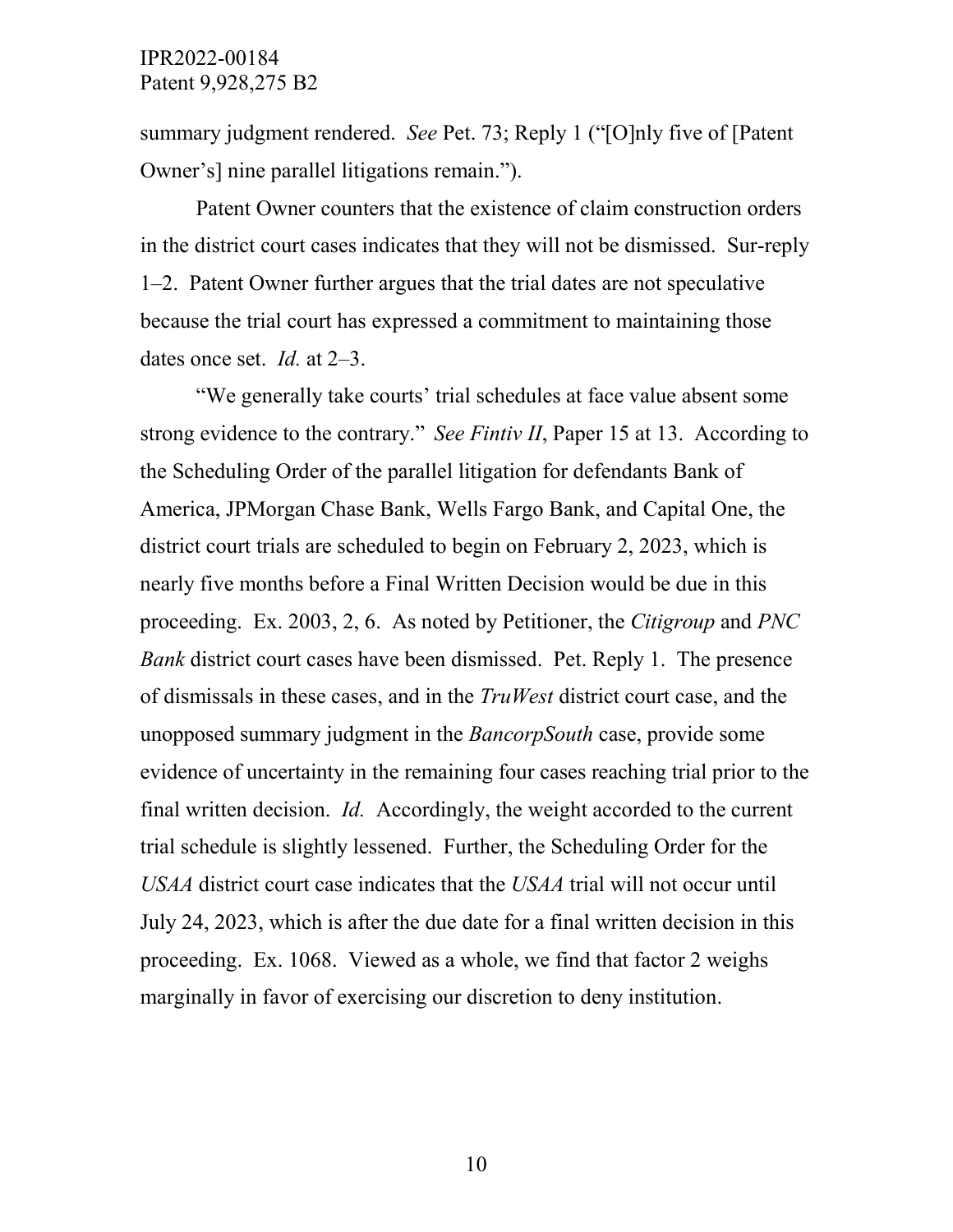summary judgment rendered. *See* Pet. 73; Reply 1 ("[O]nly five of [Patent Owner's] nine parallel litigations remain.").

Patent Owner counters that the existence of claim construction orders in the district court cases indicates that they will not be dismissed. Sur-reply 1–2. Patent Owner further argues that the trial dates are not speculative because the trial court has expressed a commitment to maintaining those dates once set. *Id.* at 2–3.

"We generally take courts' trial schedules at face value absent some strong evidence to the contrary." *See Fintiv II*, Paper 15 at 13. According to the Scheduling Order of the parallel litigation for defendants Bank of America, JPMorgan Chase Bank, Wells Fargo Bank, and Capital One, the district court trials are scheduled to begin on February 2, 2023, which is nearly five months before a Final Written Decision would be due in this proceeding. Ex. 2003, 2, 6. As noted by Petitioner, the *Citigroup* and *PNC Bank* district court cases have been dismissed. Pet. Reply 1. The presence of dismissals in these cases, and in the *TruWest* district court case, and the unopposed summary judgment in the *BancorpSouth* case, provide some evidence of uncertainty in the remaining four cases reaching trial prior to the final written decision. *Id.* Accordingly, the weight accorded to the current trial schedule is slightly lessened. Further, the Scheduling Order for the *USAA* district court case indicates that the *USAA* trial will not occur until July 24, 2023, which is after the due date for a final written decision in this proceeding. Ex. 1068. Viewed as a whole, we find that factor 2 weighs marginally in favor of exercising our discretion to deny institution.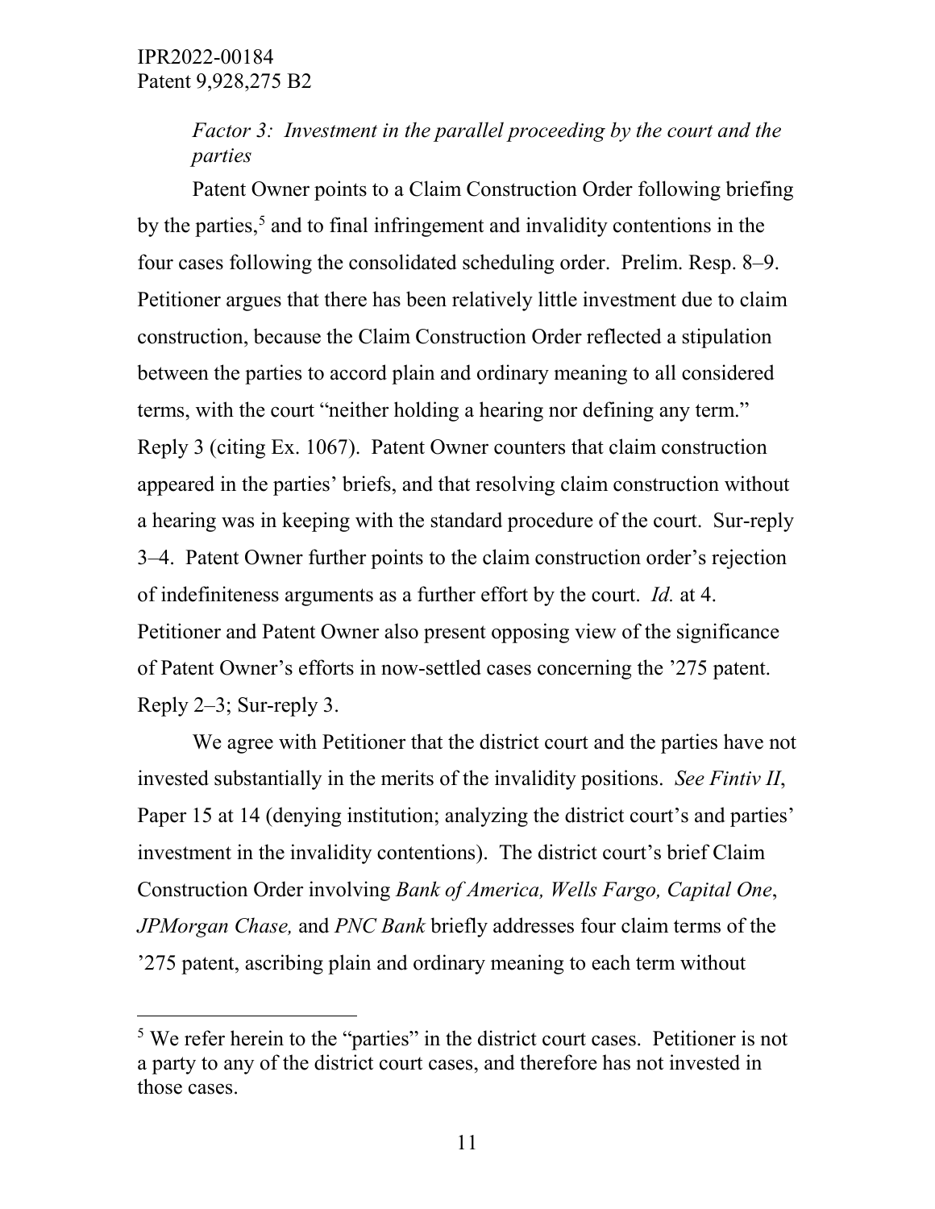*Factor 3: Investment in the parallel proceeding by the court and the parties*

Patent Owner points to a Claim Construction Order following briefing by the parties,[5] and to final infringement and invalidity contentions in the four cases following the consolidated scheduling order. Prelim. Resp. 8–9. Petitioner argues that there has been relatively little investment due to claim construction, because the Claim Construction Order reflected a stipulation between the parties to accord plain and ordinary meaning to all considered terms, with the court "neither holding a hearing nor defining any term." Reply 3 (citing Ex. 1067). Patent Owner counters that claim construction appeared in the parties' briefs, and that resolving claim construction without a hearing was in keeping with the standard procedure of the court. Sur-reply 3–4. Patent Owner further points to the claim construction order's rejection of indefiniteness arguments as a further effort by the court. *Id.* at 4. Petitioner and Patent Owner also present opposing view of the significance of Patent Owner's efforts in now-settled cases concerning the '275 patent. Reply 2–3; Sur-reply 3.

We agree with Petitioner that the district court and the parties have not invested substantially in the merits of the invalidity positions. *See Fintiv II*, Paper 15 at 14 (denying institution; analyzing the district court's and parties' investment in the invalidity contentions). The district court's brief Claim Construction Order involving *Bank of America, Wells Fargo, Capital One*, *JPMorgan Chase,* and *PNC Bank* briefly addresses four claim terms of the '275 patent, ascribing plain and ordinary meaning to each term without

---

[5] We refer herein to the "parties" in the district court cases. Petitioner is not a party to any of the district court cases, and therefore has not invested in those cases.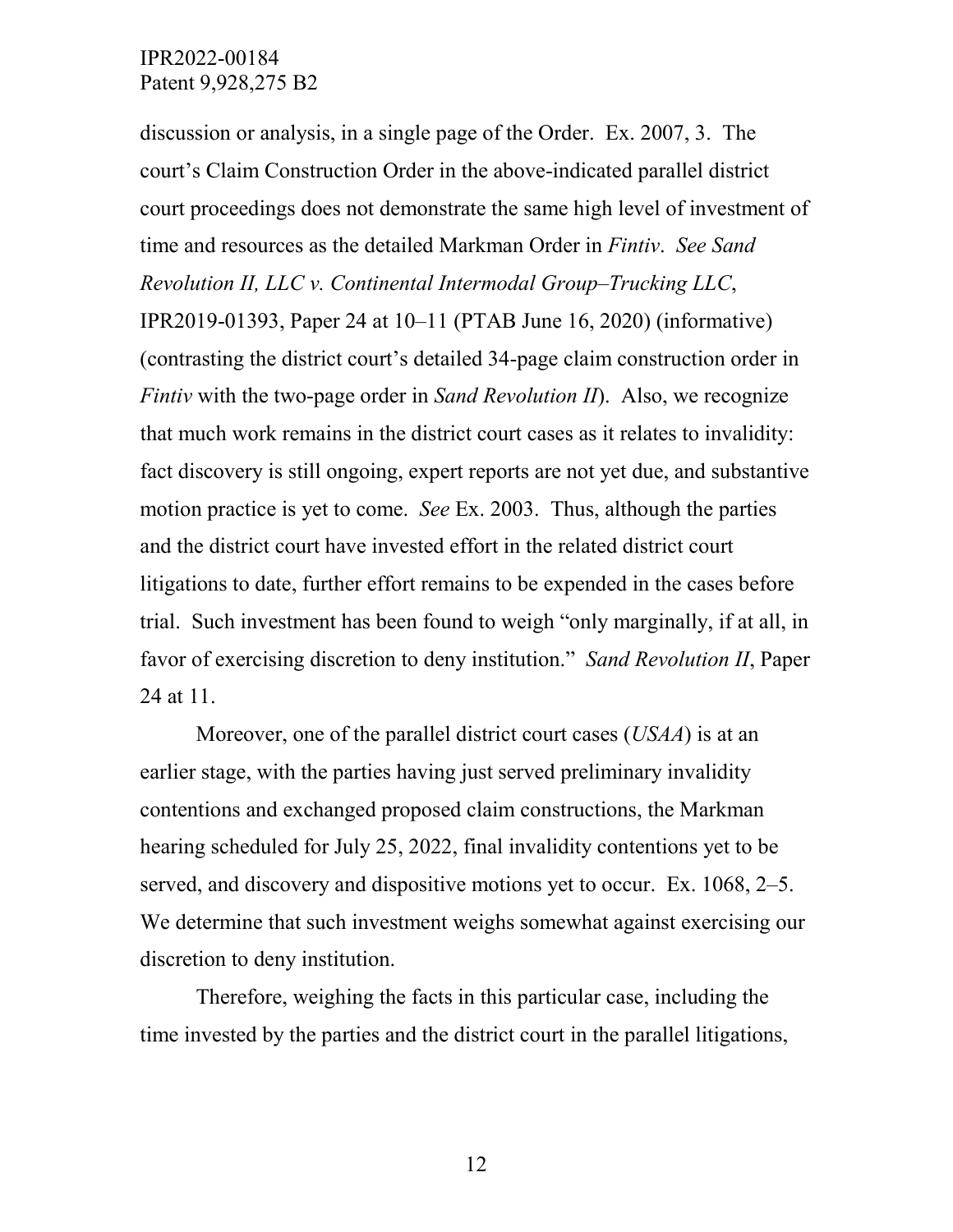discussion or analysis, in a single page of the Order. Ex. 2007, 3. The court's Claim Construction Order in the above-indicated parallel district court proceedings does not demonstrate the same high level of investment of time and resources as the detailed Markman Order in *Fintiv*. *See Sand Revolution II, LLC v. Continental Intermodal Group–Trucking LLC*, IPR2019-01393, Paper 24 at 10–11 (PTAB June 16, 2020) (informative) (contrasting the district court's detailed 34-page claim construction order in *Fintiv* with the two-page order in *Sand Revolution II*). Also, we recognize that much work remains in the district court cases as it relates to invalidity: fact discovery is still ongoing, expert reports are not yet due, and substantive motion practice is yet to come. *See* Ex. 2003. Thus, although the parties and the district court have invested effort in the related district court litigations to date, further effort remains to be expended in the cases before trial. Such investment has been found to weigh "only marginally, if at all, in favor of exercising discretion to deny institution." *Sand Revolution II*, Paper 24 at 11.

Moreover, one of the parallel district court cases (*USAA*) is at an earlier stage, with the parties having just served preliminary invalidity contentions and exchanged proposed claim constructions, the Markman hearing scheduled for July 25, 2022, final invalidity contentions yet to be served, and discovery and dispositive motions yet to occur. Ex. 1068, 2–5. We determine that such investment weighs somewhat against exercising our discretion to deny institution.

Therefore, weighing the facts in this particular case, including the time invested by the parties and the district court in the parallel litigations,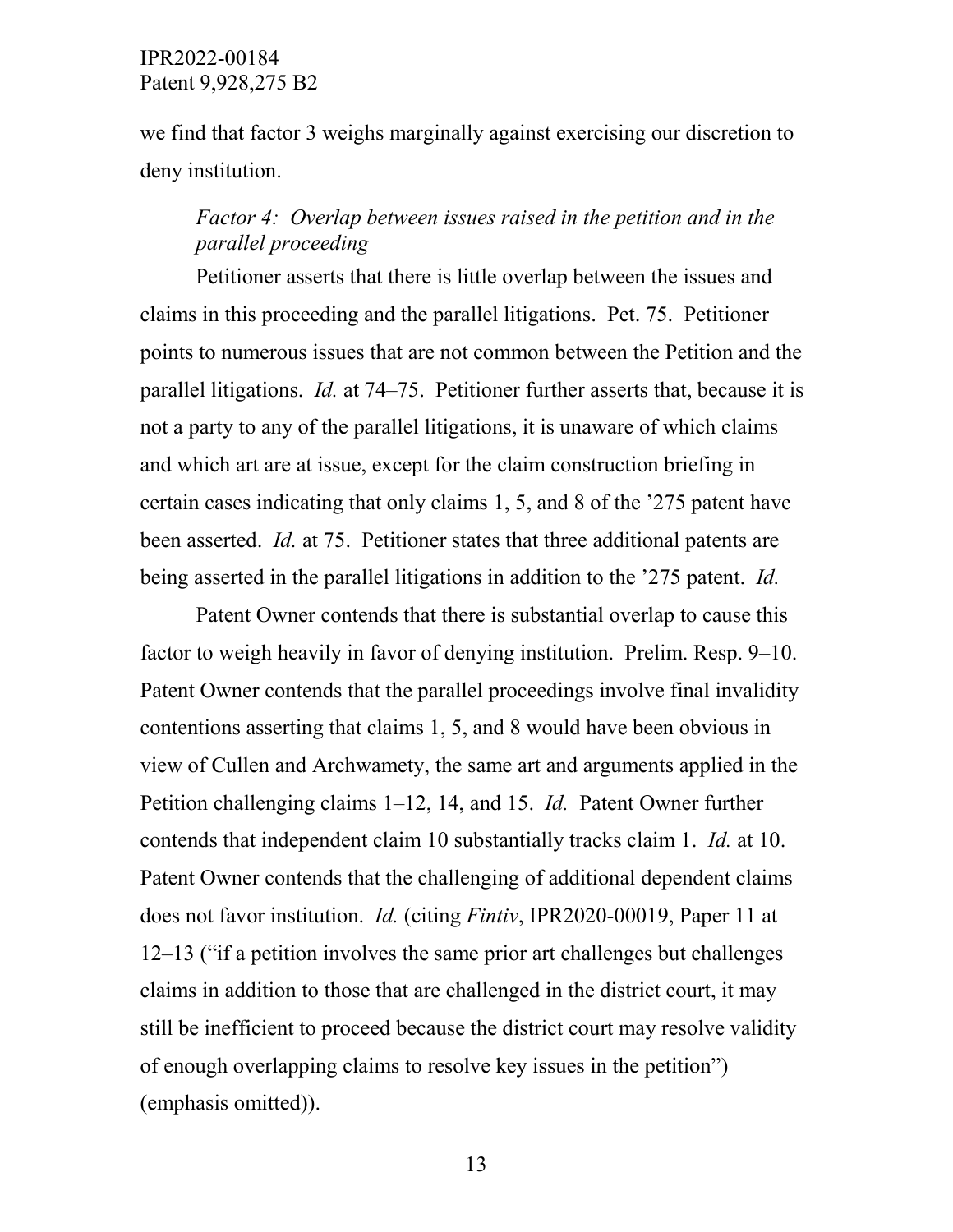we find that factor 3 weighs marginally against exercising our discretion to deny institution.

*Factor 4: Overlap between issues raised in the petition and in the parallel proceeding*

Petitioner asserts that there is little overlap between the issues and claims in this proceeding and the parallel litigations. Pet. 75. Petitioner points to numerous issues that are not common between the Petition and the parallel litigations. *Id.* at 74–75. Petitioner further asserts that, because it is not a party to any of the parallel litigations, it is unaware of which claims and which art are at issue, except for the claim construction briefing in certain cases indicating that only claims 1, 5, and 8 of the '275 patent have been asserted. *Id.* at 75. Petitioner states that three additional patents are being asserted in the parallel litigations in addition to the '275 patent. *Id.*

Patent Owner contends that there is substantial overlap to cause this factor to weigh heavily in favor of denying institution. Prelim. Resp. 9–10. Patent Owner contends that the parallel proceedings involve final invalidity contentions asserting that claims 1, 5, and 8 would have been obvious in view of Cullen and Archwamety, the same art and arguments applied in the Petition challenging claims 1–12, 14, and 15. *Id.* Patent Owner further contends that independent claim 10 substantially tracks claim 1. *Id.* at 10. Patent Owner contends that the challenging of additional dependent claims does not favor institution. *Id.* (citing *Fintiv*, IPR2020-00019, Paper 11 at 12–13 ("if a petition involves the same prior art challenges but challenges claims in addition to those that are challenged in the district court, it may still be inefficient to proceed because the district court may resolve validity of enough overlapping claims to resolve key issues in the petition") (emphasis omitted)).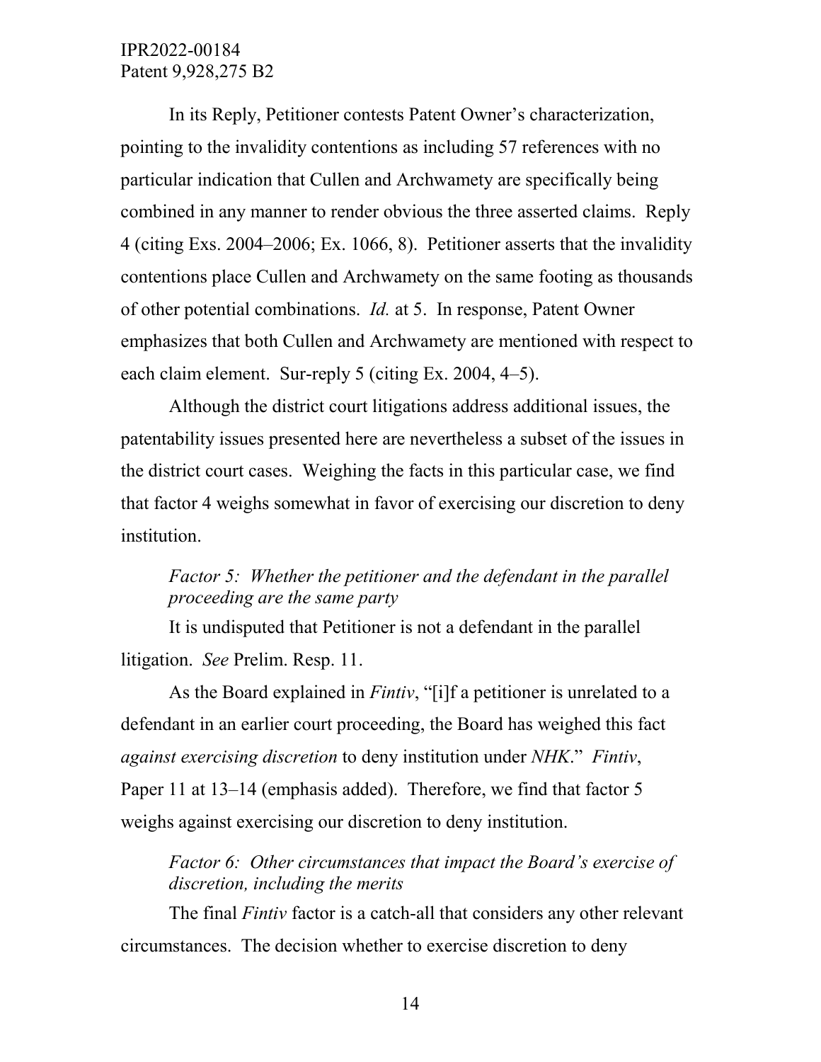In its Reply, Petitioner contests Patent Owner's characterization, pointing to the invalidity contentions as including 57 references with no particular indication that Cullen and Archwamety are specifically being combined in any manner to render obvious the three asserted claims. Reply 4 (citing Exs. 2004–2006; Ex. 1066, 8). Petitioner asserts that the invalidity contentions place Cullen and Archwamety on the same footing as thousands of other potential combinations. *Id.* at 5. In response, Patent Owner emphasizes that both Cullen and Archwamety are mentioned with respect to each claim element. Sur-reply 5 (citing Ex. 2004, 4–5).

Although the district court litigations address additional issues, the patentability issues presented here are nevertheless a subset of the issues in the district court cases. Weighing the facts in this particular case, we find that factor 4 weighs somewhat in favor of exercising our discretion to deny institution.

*Factor 5: Whether the petitioner and the defendant in the parallel proceeding are the same party*

It is undisputed that Petitioner is not a defendant in the parallel litigation. *See* Prelim. Resp. 11.

As the Board explained in *Fintiv*, "[i]f a petitioner is unrelated to a defendant in an earlier court proceeding, the Board has weighed this fact *against exercising discretion* to deny institution under *NHK*." *Fintiv*, Paper 11 at 13–14 (emphasis added). Therefore, we find that factor 5 weighs against exercising our discretion to deny institution.

*Factor 6: Other circumstances that impact the Board's exercise of discretion, including the merits*

The final *Fintiv* factor is a catch-all that considers any other relevant circumstances. The decision whether to exercise discretion to deny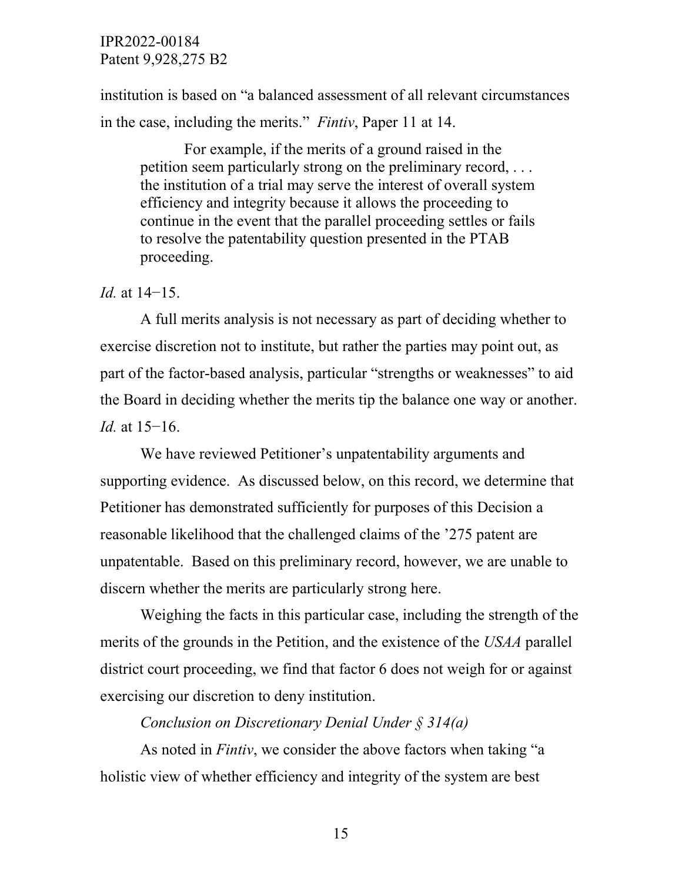institution is based on "a balanced assessment of all relevant circumstances in the case, including the merits." *Fintiv*, Paper 11 at 14.

> For example, if the merits of a ground raised in the petition seem particularly strong on the preliminary record, . . . the institution of a trial may serve the interest of overall system efficiency and integrity because it allows the proceeding to continue in the event that the parallel proceeding settles or fails to resolve the patentability question presented in the PTAB proceeding.

*Id.* at 14−15.

A full merits analysis is not necessary as part of deciding whether to exercise discretion not to institute, but rather the parties may point out, as part of the factor-based analysis, particular "strengths or weaknesses" to aid the Board in deciding whether the merits tip the balance one way or another. *Id.* at 15−16.

We have reviewed Petitioner's unpatentability arguments and supporting evidence. As discussed below, on this record, we determine that Petitioner has demonstrated sufficiently for purposes of this Decision a reasonable likelihood that the challenged claims of the '275 patent are unpatentable. Based on this preliminary record, however, we are unable to discern whether the merits are particularly strong here.

Weighing the facts in this particular case, including the strength of the merits of the grounds in the Petition, and the existence of the *USAA* parallel district court proceeding, we find that factor 6 does not weigh for or against exercising our discretion to deny institution.

*Conclusion on Discretionary Denial Under § 314(a)*

As noted in *Fintiv*, we consider the above factors when taking "a holistic view of whether efficiency and integrity of the system are best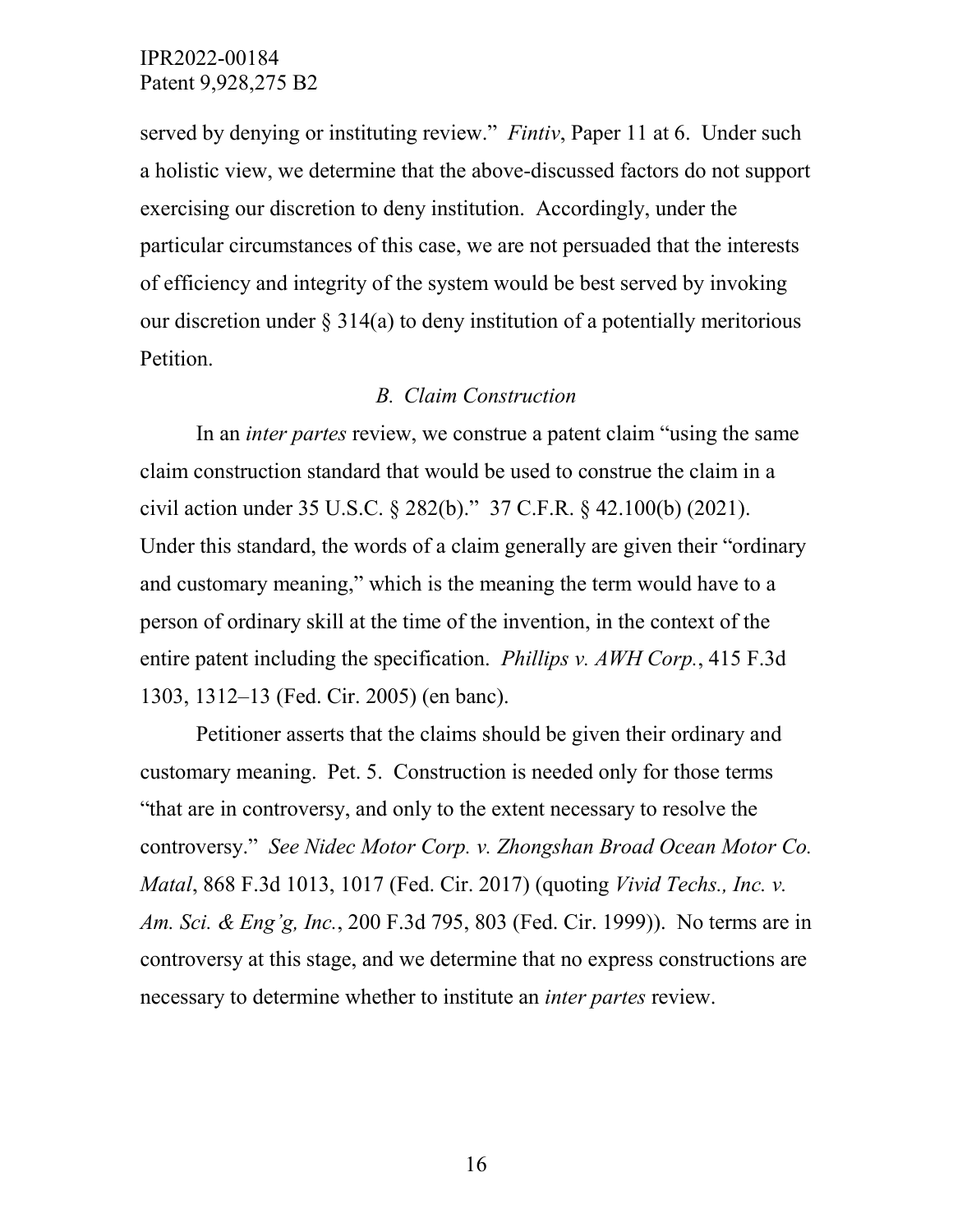served by denying or instituting review." *Fintiv*, Paper 11 at 6. Under such a holistic view, we determine that the above-discussed factors do not support exercising our discretion to deny institution. Accordingly, under the particular circumstances of this case, we are not persuaded that the interests of efficiency and integrity of the system would be best served by invoking our discretion under § 314(a) to deny institution of a potentially meritorious Petition.

### *B. Claim Construction*

In an *inter partes* review, we construe a patent claim "using the same claim construction standard that would be used to construe the claim in a civil action under 35 U.S.C. § 282(b)." 37 C.F.R. § 42.100(b) (2021). Under this standard, the words of a claim generally are given their "ordinary and customary meaning," which is the meaning the term would have to a person of ordinary skill at the time of the invention, in the context of the entire patent including the specification. *Phillips v. AWH Corp.*, 415 F.3d 1303, 1312–13 (Fed. Cir. 2005) (en banc).

Petitioner asserts that the claims should be given their ordinary and customary meaning. Pet. 5. Construction is needed only for those terms "that are in controversy, and only to the extent necessary to resolve the controversy." *See Nidec Motor Corp. v. Zhongshan Broad Ocean Motor Co. Matal*, 868 F.3d 1013, 1017 (Fed. Cir. 2017) (quoting *Vivid Techs., Inc. v. Am. Sci. & Eng'g, Inc.*, 200 F.3d 795, 803 (Fed. Cir. 1999)). No terms are in controversy at this stage, and we determine that no express constructions are necessary to determine whether to institute an *inter partes* review.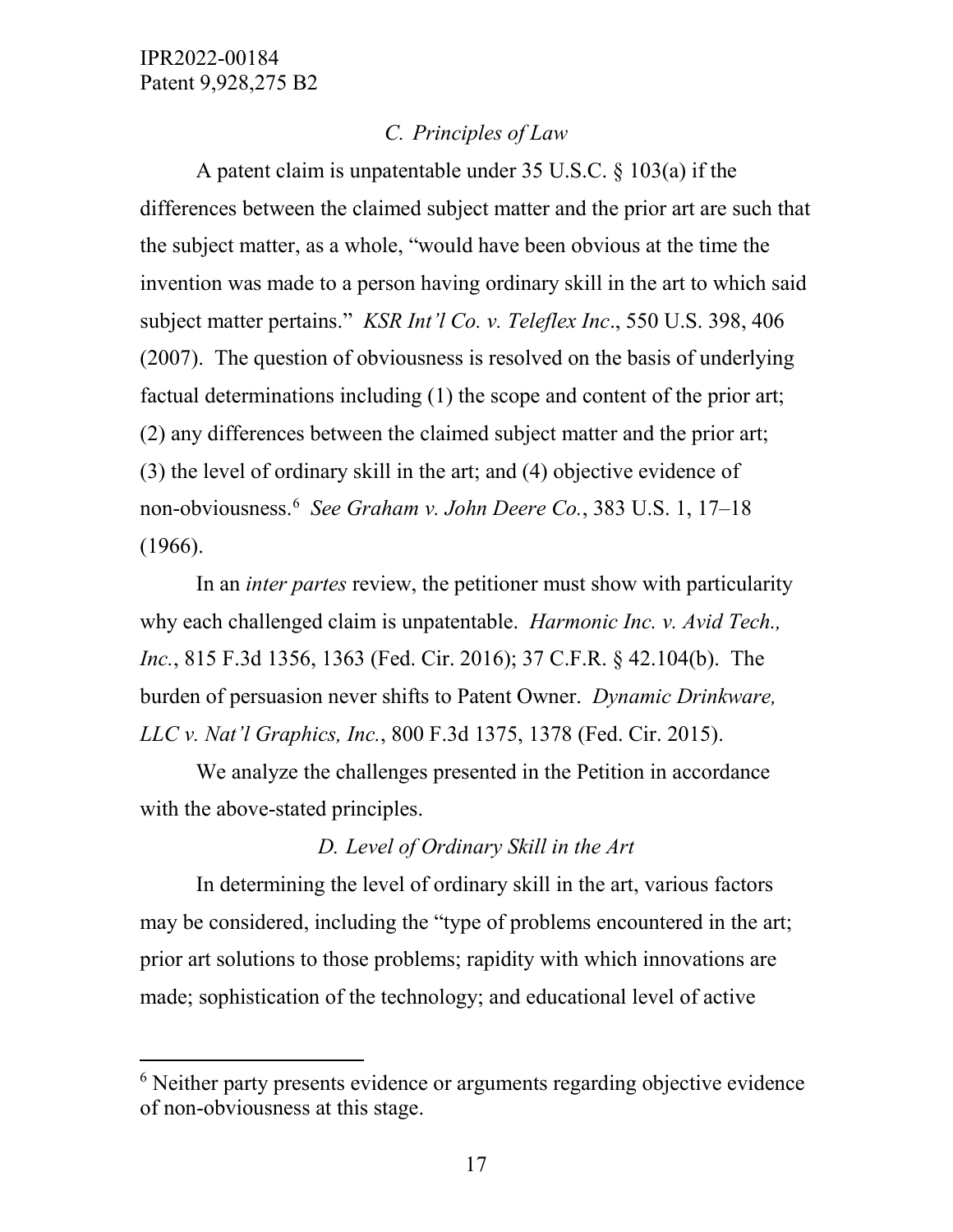### *C. Principles of Law*

A patent claim is unpatentable under 35 U.S.C. § 103(a) if the differences between the claimed subject matter and the prior art are such that the subject matter, as a whole, "would have been obvious at the time the invention was made to a person having ordinary skill in the art to which said subject matter pertains." *KSR Int'l Co. v. Teleflex Inc*., 550 U.S. 398, 406 (2007). The question of obviousness is resolved on the basis of underlying factual determinations including (1) the scope and content of the prior art; (2) any differences between the claimed subject matter and the prior art; (3) the level of ordinary skill in the art; and (4) objective evidence of non-obviousness.[6] *See Graham v. John Deere Co.*, 383 U.S. 1, 17–18 (1966).

In an *inter partes* review, the petitioner must show with particularity why each challenged claim is unpatentable. *Harmonic Inc. v. Avid Tech., Inc.*, 815 F.3d 1356, 1363 (Fed. Cir. 2016); 37 C.F.R. § 42.104(b). The burden of persuasion never shifts to Patent Owner. *Dynamic Drinkware, LLC v. Nat'l Graphics, Inc.*, 800 F.3d 1375, 1378 (Fed. Cir. 2015).

We analyze the challenges presented in the Petition in accordance with the above-stated principles.

### *D. Level of Ordinary Skill in the Art*

In determining the level of ordinary skill in the art, various factors may be considered, including the "type of problems encountered in the art; prior art solutions to those problems; rapidity with which innovations are made; sophistication of the technology; and educational level of active

---

[6] Neither party presents evidence or arguments regarding objective evidence of non-obviousness at this stage.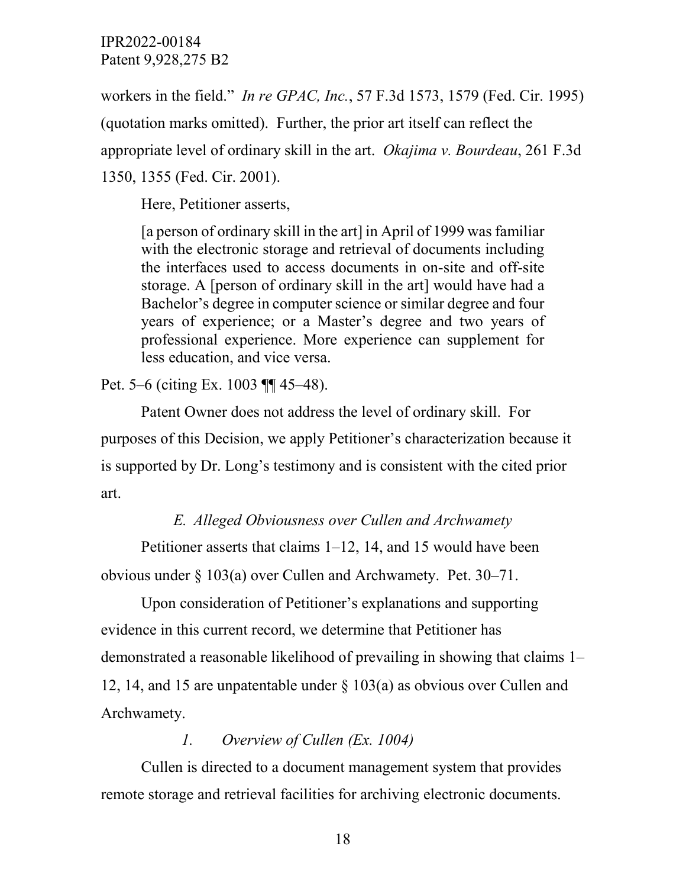workers in the field." *In re GPAC, Inc.*, 57 F.3d 1573, 1579 (Fed. Cir. 1995) (quotation marks omitted). Further, the prior art itself can reflect the appropriate level of ordinary skill in the art. *Okajima v. Bourdeau*, 261 F.3d 1350, 1355 (Fed. Cir. 2001).

Here, Petitioner asserts,

> [a person of ordinary skill in the art] in April of 1999 was familiar with the electronic storage and retrieval of documents including the interfaces used to access documents in on-site and off-site storage. A [person of ordinary skill in the art] would have had a Bachelor's degree in computer science or similar degree and four years of experience; or a Master's degree and two years of professional experience. More experience can supplement for less education, and vice versa.

Pet. 5–6 (citing Ex. 1003 ¶¶ 45–48).

Patent Owner does not address the level of ordinary skill. For purposes of this Decision, we apply Petitioner's characterization because it is supported by Dr. Long's testimony and is consistent with the cited prior art.

### *E. Alleged Obviousness over Cullen and Archwamety*

Petitioner asserts that claims 1–12, 14, and 15 would have been obvious under § 103(a) over Cullen and Archwamety. Pet. 30–71.

Upon consideration of Petitioner's explanations and supporting evidence in this current record, we determine that Petitioner has demonstrated a reasonable likelihood of prevailing in showing that claims 1–12, 14, and 15 are unpatentable under § 103(a) as obvious over Cullen and Archwamety.

#### *1. Overview of Cullen (Ex. 1004)*

Cullen is directed to a document management system that provides remote storage and retrieval facilities for archiving electronic documents.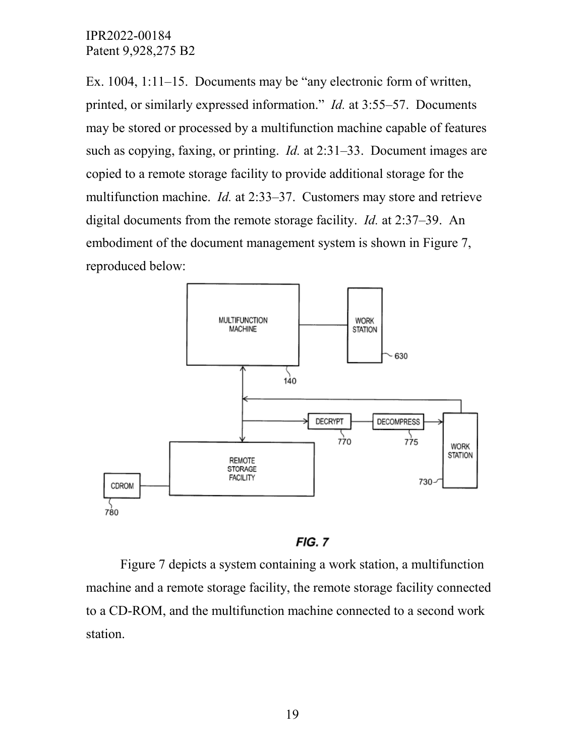Ex. 1004, 1:11–15. Documents may be "any electronic form of written, printed, or similarly expressed information." *Id.* at 3:55–57. Documents may be stored or processed by a multifunction machine capable of features such as copying, faxing, or printing. *Id.* at 2:31–33. Document images are copied to a remote storage facility to provide additional storage for the multifunction machine. *Id.* at 2:33–37. Customers may store and retrieve digital documents from the remote storage facility. *Id.* at 2:37–39. An embodiment of the document management system is shown in Figure 7, reproduced below:

MULTIFUNCTION MACHINE
140
WORK STATION
630
DECRYPT
770
DECOMPRESS
775
WORK STATION
730
REMOTE STORAGE FACILITY
CDROM
780

***FIG. 7***

Figure 7 depicts a system containing a work station, a multifunction machine and a remote storage facility, the remote storage facility connected to a CD-ROM, and the multifunction machine connected to a second work station.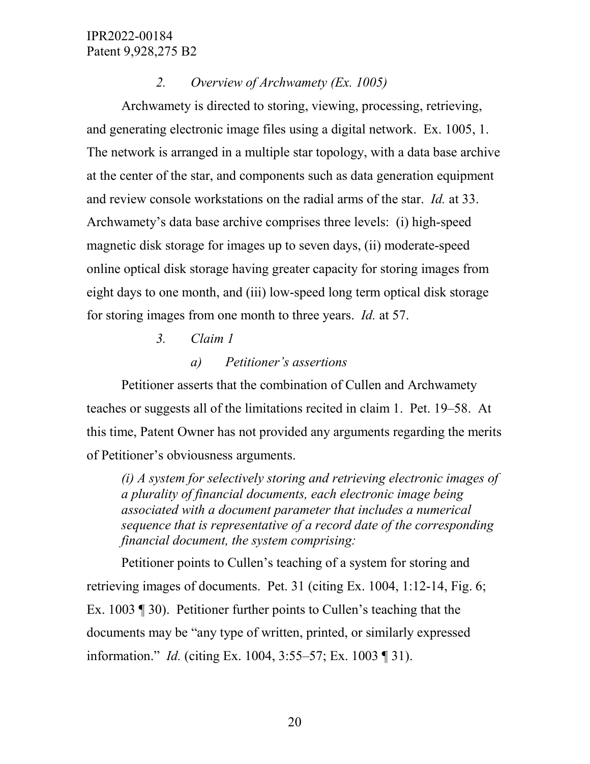### *2. Overview of Archwamety (Ex. 1005)*

Archwamety is directed to storing, viewing, processing, retrieving, and generating electronic image files using a digital network. Ex. 1005, 1. The network is arranged in a multiple star topology, with a data base archive at the center of the star, and components such as data generation equipment and review console workstations on the radial arms of the star. *Id.* at 33. Archwamety's data base archive comprises three levels: (i) high-speed magnetic disk storage for images up to seven days, (ii) moderate-speed online optical disk storage having greater capacity for storing images from eight days to one month, and (iii) low-speed long term optical disk storage for storing images from one month to three years. *Id.* at 57.

### *3. Claim 1*

#### *a) Petitioner's assertions*

Petitioner asserts that the combination of Cullen and Archwamety teaches or suggests all of the limitations recited in claim 1. Pet. 19–58. At this time, Patent Owner has not provided any arguments regarding the merits of Petitioner's obviousness arguments.

*(i) A system for selectively storing and retrieving electronic images of a plurality of financial documents, each electronic image being associated with a document parameter that includes a numerical sequence that is representative of a record date of the corresponding financial document, the system comprising:*

Petitioner points to Cullen's teaching of a system for storing and retrieving images of documents. Pet. 31 (citing Ex. 1004, 1:12-14, Fig. 6; Ex. 1003 ¶ 30). Petitioner further points to Cullen's teaching that the documents may be "any type of written, printed, or similarly expressed information." *Id.* (citing Ex. 1004, 3:55–57; Ex. 1003 ¶ 31).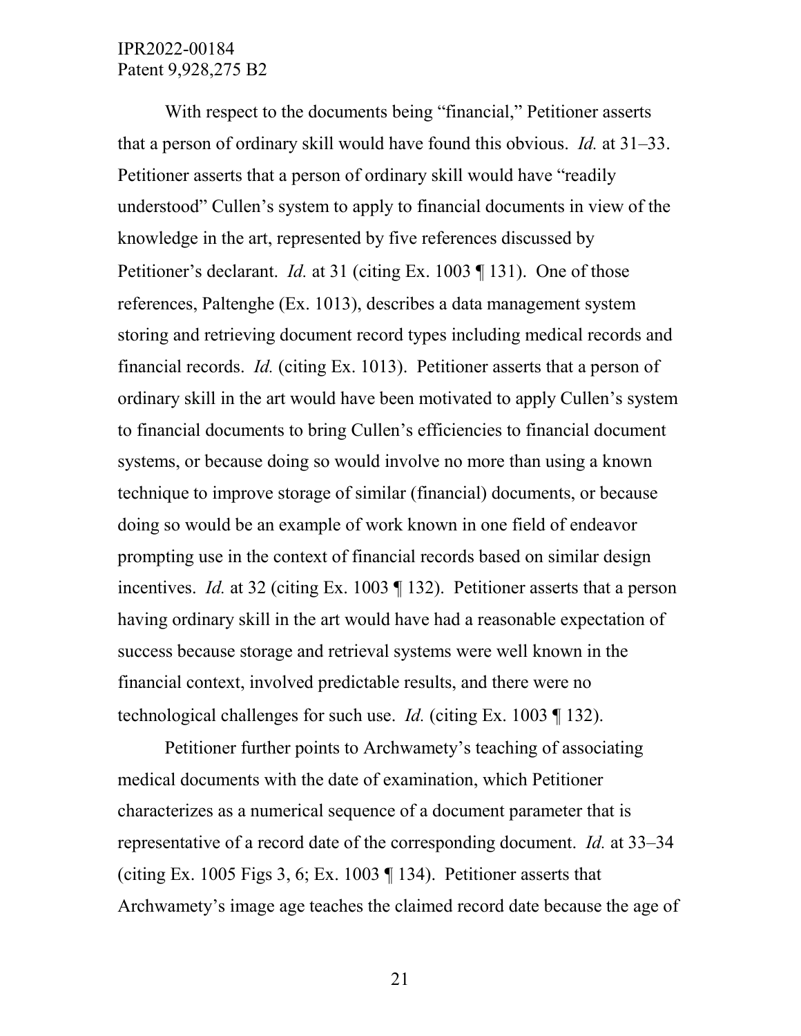With respect to the documents being "financial," Petitioner asserts that a person of ordinary skill would have found this obvious. *Id.* at 31–33. Petitioner asserts that a person of ordinary skill would have "readily understood" Cullen's system to apply to financial documents in view of the knowledge in the art, represented by five references discussed by Petitioner's declarant. *Id.* at 31 (citing Ex. 1003 ¶ 131). One of those references, Paltenghe (Ex. 1013), describes a data management system storing and retrieving document record types including medical records and financial records. *Id.* (citing Ex. 1013). Petitioner asserts that a person of ordinary skill in the art would have been motivated to apply Cullen's system to financial documents to bring Cullen's efficiencies to financial document systems, or because doing so would involve no more than using a known technique to improve storage of similar (financial) documents, or because doing so would be an example of work known in one field of endeavor prompting use in the context of financial records based on similar design incentives. *Id.* at 32 (citing Ex. 1003 ¶ 132). Petitioner asserts that a person having ordinary skill in the art would have had a reasonable expectation of success because storage and retrieval systems were well known in the financial context, involved predictable results, and there were no technological challenges for such use. *Id.* (citing Ex. 1003 ¶ 132).

Petitioner further points to Archwamety's teaching of associating medical documents with the date of examination, which Petitioner characterizes as a numerical sequence of a document parameter that is representative of a record date of the corresponding document. *Id.* at 33–34 (citing Ex. 1005 Figs 3, 6; Ex. 1003 ¶ 134). Petitioner asserts that Archwamety's image age teaches the claimed record date because the age of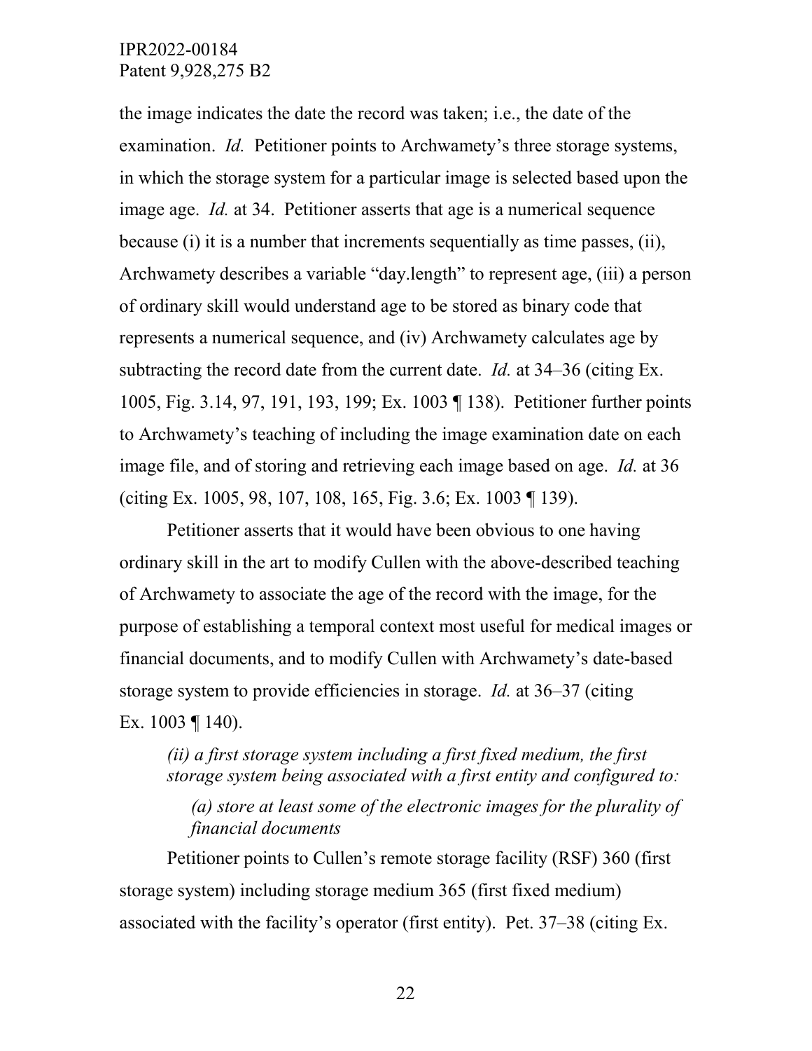the image indicates the date the record was taken; i.e., the date of the examination. *Id.* Petitioner points to Archwamety's three storage systems, in which the storage system for a particular image is selected based upon the image age. *Id.* at 34. Petitioner asserts that age is a numerical sequence because (i) it is a number that increments sequentially as time passes, (ii), Archwamety describes a variable "day.length" to represent age, (iii) a person of ordinary skill would understand age to be stored as binary code that represents a numerical sequence, and (iv) Archwamety calculates age by subtracting the record date from the current date. *Id.* at 34–36 (citing Ex. 1005, Fig. 3.14, 97, 191, 193, 199; Ex. 1003 ¶ 138). Petitioner further points to Archwamety's teaching of including the image examination date on each image file, and of storing and retrieving each image based on age. *Id.* at 36 (citing Ex. 1005, 98, 107, 108, 165, Fig. 3.6; Ex. 1003 ¶ 139).

Petitioner asserts that it would have been obvious to one having ordinary skill in the art to modify Cullen with the above-described teaching of Archwamety to associate the age of the record with the image, for the purpose of establishing a temporal context most useful for medical images or financial documents, and to modify Cullen with Archwamety's date-based storage system to provide efficiencies in storage. *Id.* at 36–37 (citing Ex. 1003 ¶ 140).

> *(ii) a first storage system including a first fixed medium, the first storage system being associated with a first entity and configured to:*
>
> > *(a) store at least some of the electronic images for the plurality of financial documents*

Petitioner points to Cullen's remote storage facility (RSF) 360 (first storage system) including storage medium 365 (first fixed medium) associated with the facility's operator (first entity). Pet. 37–38 (citing Ex.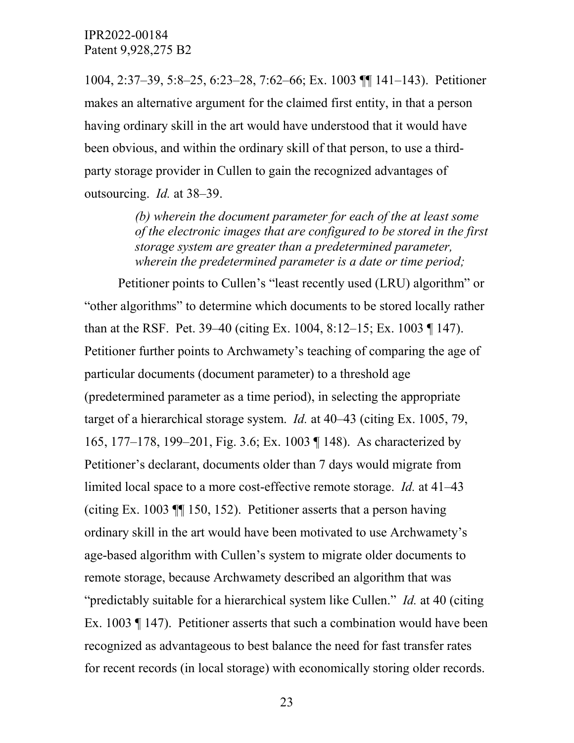1004, 2:37–39, 5:8–25, 6:23–28, 7:62–66; Ex. 1003 ¶¶ 141–143). Petitioner makes an alternative argument for the claimed first entity, in that a person having ordinary skill in the art would have understood that it would have been obvious, and within the ordinary skill of that person, to use a third-party storage provider in Cullen to gain the recognized advantages of outsourcing. *Id.* at 38–39.

> *(b) wherein the document parameter for each of the at least some of the electronic images that are configured to be stored in the first storage system are greater than a predetermined parameter, wherein the predetermined parameter is a date or time period;*

Petitioner points to Cullen's "least recently used (LRU) algorithm" or "other algorithms" to determine which documents to be stored locally rather than at the RSF. Pet. 39–40 (citing Ex. 1004, 8:12–15; Ex. 1003 ¶ 147). Petitioner further points to Archwamety's teaching of comparing the age of particular documents (document parameter) to a threshold age (predetermined parameter as a time period), in selecting the appropriate target of a hierarchical storage system. *Id.* at 40–43 (citing Ex. 1005, 79, 165, 177–178, 199–201, Fig. 3.6; Ex. 1003 ¶ 148). As characterized by Petitioner's declarant, documents older than 7 days would migrate from limited local space to a more cost-effective remote storage. *Id.* at 41–43 (citing Ex. 1003 ¶¶ 150, 152). Petitioner asserts that a person having ordinary skill in the art would have been motivated to use Archwamety's age-based algorithm with Cullen's system to migrate older documents to remote storage, because Archwamety described an algorithm that was "predictably suitable for a hierarchical system like Cullen." *Id.* at 40 (citing Ex. 1003 ¶ 147). Petitioner asserts that such a combination would have been recognized as advantageous to best balance the need for fast transfer rates for recent records (in local storage) with economically storing older records.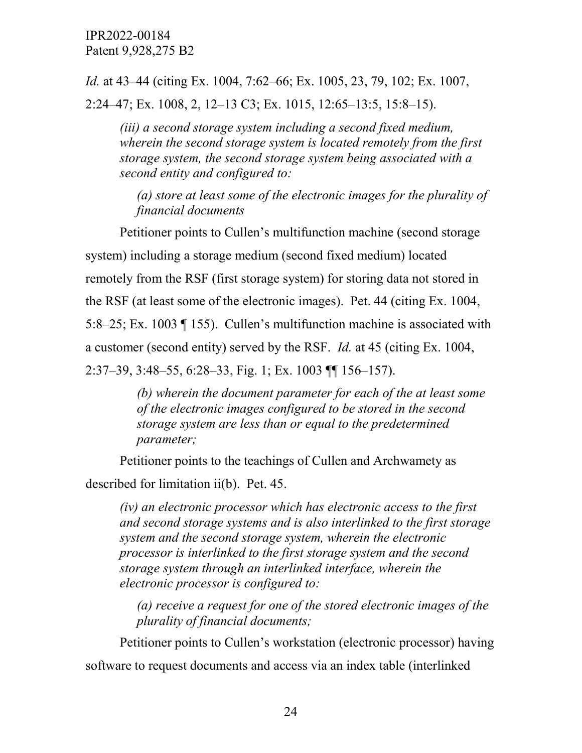*Id.* at 43–44 (citing Ex. 1004, 7:62–66; Ex. 1005, 23, 79, 102; Ex. 1007, 2:24–47; Ex. 1008, 2, 12–13 C3; Ex. 1015, 12:65–13:5, 15:8–15).

> *(iii) a second storage system including a second fixed medium, wherein the second storage system is located remotely from the first storage system, the second storage system being associated with a second entity and configured to:*
>
> > *(a) store at least some of the electronic images for the plurality of financial documents*

Petitioner points to Cullen's multifunction machine (second storage system) including a storage medium (second fixed medium) located remotely from the RSF (first storage system) for storing data not stored in the RSF (at least some of the electronic images). Pet. 44 (citing Ex. 1004, 5:8–25; Ex. 1003 ¶ 155). Cullen's multifunction machine is associated with a customer (second entity) served by the RSF. *Id.* at 45 (citing Ex. 1004, 2:37–39, 3:48–55, 6:28–33, Fig. 1; Ex. 1003 ¶¶ 156–157).

> > *(b) wherein the document parameter for each of the at least some of the electronic images configured to be stored in the second storage system are less than or equal to the predetermined parameter;*

Petitioner points to the teachings of Cullen and Archwamety as described for limitation ii(b). Pet. 45.

> *(iv) an electronic processor which has electronic access to the first and second storage systems and is also interlinked to the first storage system and the second storage system, wherein the electronic processor is interlinked to the first storage system and the second storage system through an interlinked interface, wherein the electronic processor is configured to:*
>
> > *(a) receive a request for one of the stored electronic images of the plurality of financial documents;*

Petitioner points to Cullen's workstation (electronic processor) having software to request documents and access via an index table (interlinked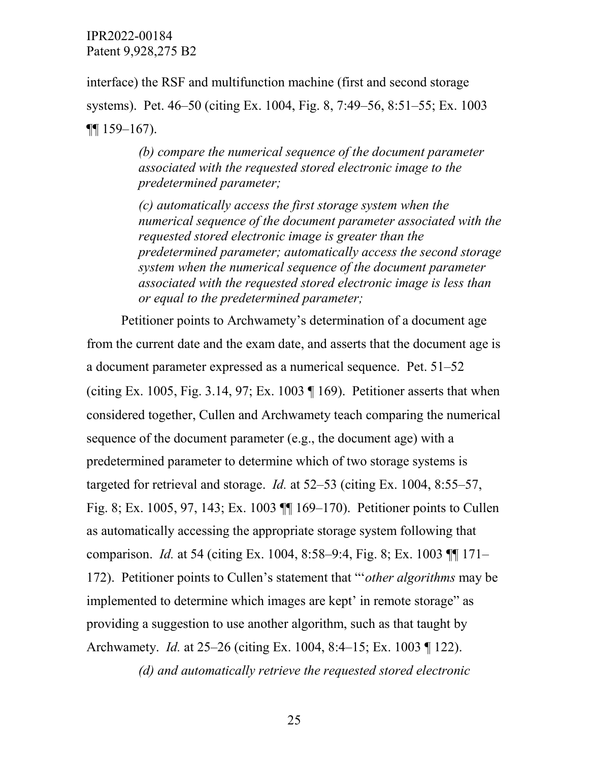interface) the RSF and multifunction machine (first and second storage systems). Pet. 46–50 (citing Ex. 1004, Fig. 8, 7:49–56, 8:51–55; Ex. 1003 ¶¶ 159–167).

> *(b) compare the numerical sequence of the document parameter associated with the requested stored electronic image to the predetermined parameter;*
>
> *(c) automatically access the first storage system when the numerical sequence of the document parameter associated with the requested stored electronic image is greater than the predetermined parameter; automatically access the second storage system when the numerical sequence of the document parameter associated with the requested stored electronic image is less than or equal to the predetermined parameter;*

Petitioner points to Archwamety's determination of a document age from the current date and the exam date, and asserts that the document age is a document parameter expressed as a numerical sequence. Pet. 51–52 (citing Ex. 1005, Fig. 3.14, 97; Ex. 1003 ¶ 169). Petitioner asserts that when considered together, Cullen and Archwamety teach comparing the numerical sequence of the document parameter (e.g., the document age) with a predetermined parameter to determine which of two storage systems is targeted for retrieval and storage. *Id.* at 52–53 (citing Ex. 1004, 8:55–57, Fig. 8; Ex. 1005, 97, 143; Ex. 1003 ¶¶ 169–170). Petitioner points to Cullen as automatically accessing the appropriate storage system following that comparison. *Id.* at 54 (citing Ex. 1004, 8:58–9:4, Fig. 8; Ex. 1003 ¶¶ 171–172). Petitioner points to Cullen's statement that "'*other algorithms* may be implemented to determine which images are kept' in remote storage" as providing a suggestion to use another algorithm, such as that taught by Archwamety. *Id.* at 25–26 (citing Ex. 1004, 8:4–15; Ex. 1003 ¶ 122).

> *(d) and automatically retrieve the requested stored electronic*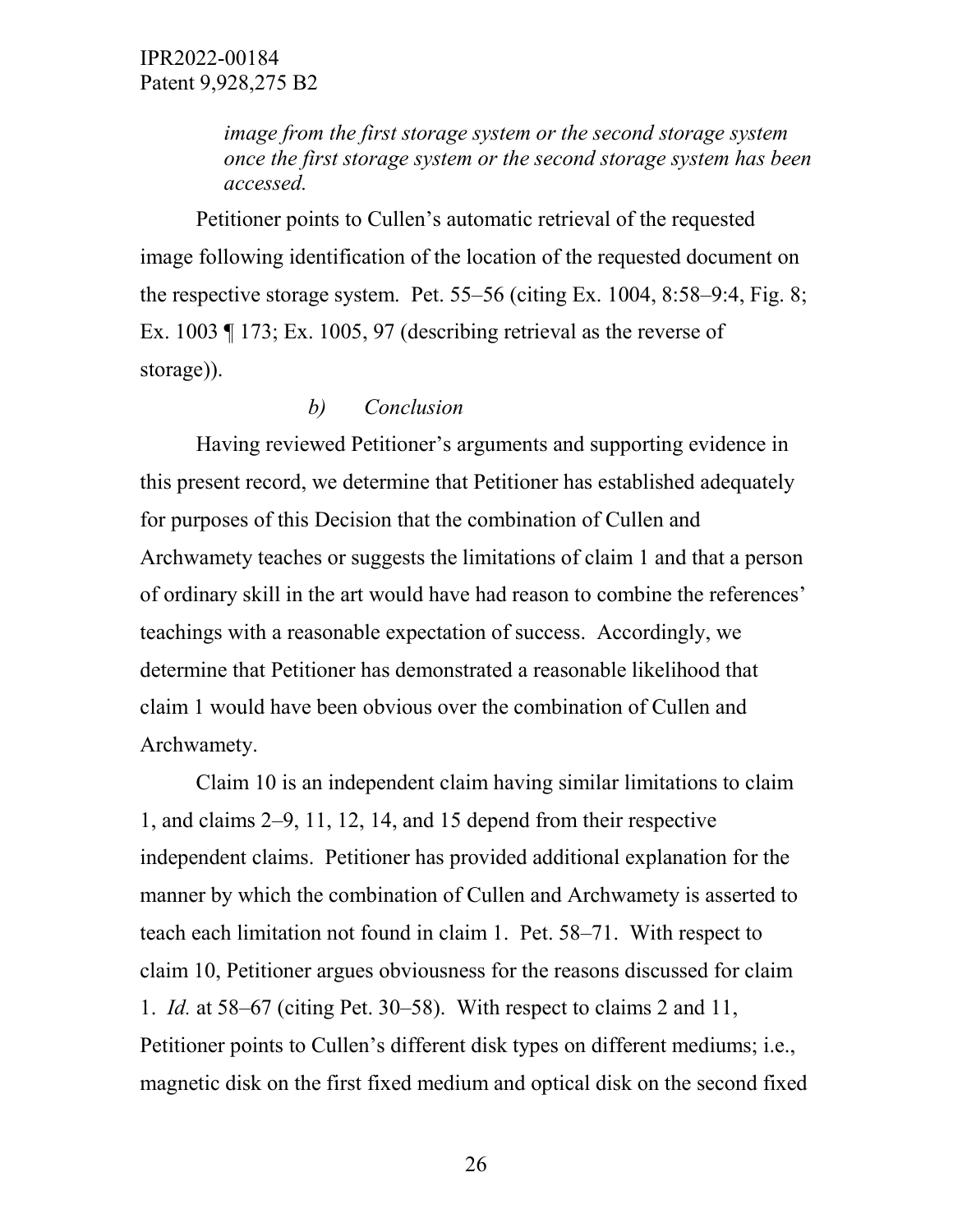*image from the first storage system or the second storage system once the first storage system or the second storage system has been accessed.*

Petitioner points to Cullen's automatic retrieval of the requested image following identification of the location of the requested document on the respective storage system. Pet. 55–56 (citing Ex. 1004, 8:58–9:4, Fig. 8; Ex. 1003 ¶ 173; Ex. 1005, 97 (describing retrieval as the reverse of storage)).

*b) Conclusion*

Having reviewed Petitioner's arguments and supporting evidence in this present record, we determine that Petitioner has established adequately for purposes of this Decision that the combination of Cullen and Archwamety teaches or suggests the limitations of claim 1 and that a person of ordinary skill in the art would have had reason to combine the references' teachings with a reasonable expectation of success. Accordingly, we determine that Petitioner has demonstrated a reasonable likelihood that claim 1 would have been obvious over the combination of Cullen and Archwamety.

Claim 10 is an independent claim having similar limitations to claim 1, and claims 2–9, 11, 12, 14, and 15 depend from their respective independent claims. Petitioner has provided additional explanation for the manner by which the combination of Cullen and Archwamety is asserted to teach each limitation not found in claim 1. Pet. 58–71. With respect to claim 10, Petitioner argues obviousness for the reasons discussed for claim 1. *Id.* at 58–67 (citing Pet. 30–58). With respect to claims 2 and 11, Petitioner points to Cullen's different disk types on different mediums; i.e., magnetic disk on the first fixed medium and optical disk on the second fixed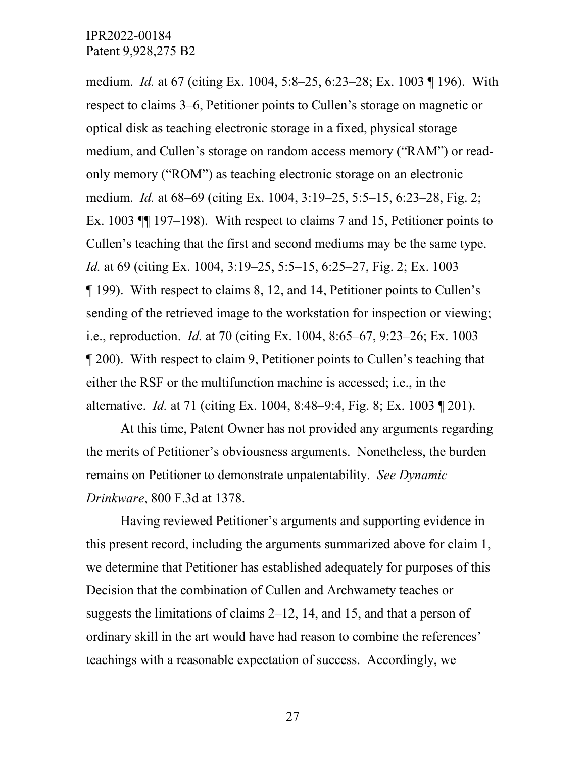medium. *Id.* at 67 (citing Ex. 1004, 5:8–25, 6:23–28; Ex. 1003 ¶ 196). With respect to claims 3–6, Petitioner points to Cullen's storage on magnetic or optical disk as teaching electronic storage in a fixed, physical storage medium, and Cullen's storage on random access memory ("RAM") or read-only memory ("ROM") as teaching electronic storage on an electronic medium. *Id.* at 68–69 (citing Ex. 1004, 3:19–25, 5:5–15, 6:23–28, Fig. 2; Ex. 1003 ¶¶ 197–198). With respect to claims 7 and 15, Petitioner points to Cullen's teaching that the first and second mediums may be the same type. *Id.* at 69 (citing Ex. 1004, 3:19–25, 5:5–15, 6:25–27, Fig. 2; Ex. 1003 ¶ 199). With respect to claims 8, 12, and 14, Petitioner points to Cullen's sending of the retrieved image to the workstation for inspection or viewing; i.e., reproduction. *Id.* at 70 (citing Ex. 1004, 8:65–67, 9:23–26; Ex. 1003 ¶ 200). With respect to claim 9, Petitioner points to Cullen's teaching that either the RSF or the multifunction machine is accessed; i.e., in the alternative. *Id.* at 71 (citing Ex. 1004, 8:48–9:4, Fig. 8; Ex. 1003 ¶ 201).

At this time, Patent Owner has not provided any arguments regarding the merits of Petitioner's obviousness arguments. Nonetheless, the burden remains on Petitioner to demonstrate unpatentability. *See Dynamic Drinkware*, 800 F.3d at 1378.

Having reviewed Petitioner's arguments and supporting evidence in this present record, including the arguments summarized above for claim 1, we determine that Petitioner has established adequately for purposes of this Decision that the combination of Cullen and Archwamety teaches or suggests the limitations of claims 2–12, 14, and 15, and that a person of ordinary skill in the art would have had reason to combine the references' teachings with a reasonable expectation of success. Accordingly, we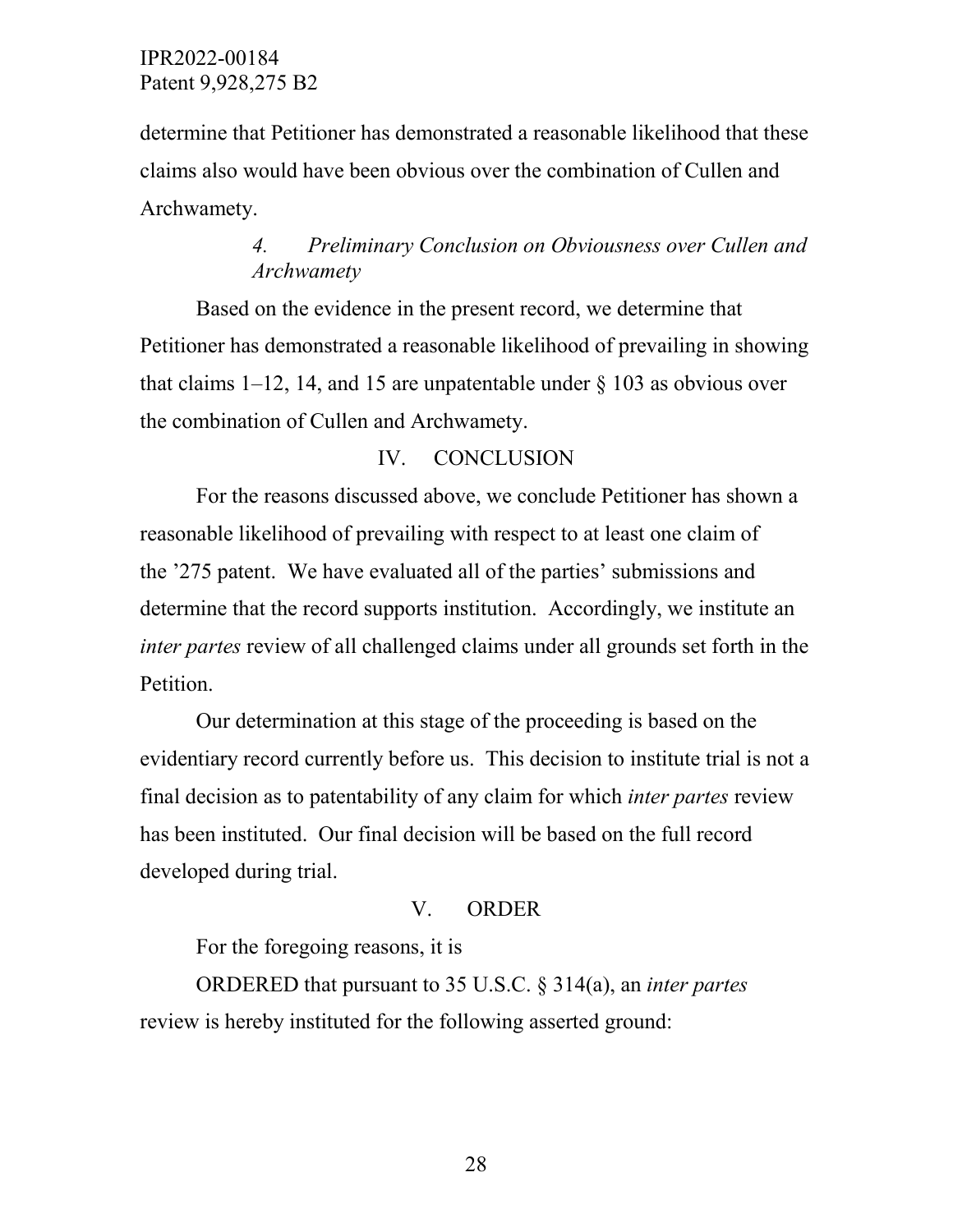determine that Petitioner has demonstrated a reasonable likelihood that these claims also would have been obvious over the combination of Cullen and Archwamety.

#### *4. Preliminary Conclusion on Obviousness over Cullen and Archwamety*

Based on the evidence in the present record, we determine that Petitioner has demonstrated a reasonable likelihood of prevailing in showing that claims 1–12, 14, and 15 are unpatentable under § 103 as obvious over the combination of Cullen and Archwamety.

## IV. CONCLUSION

For the reasons discussed above, we conclude Petitioner has shown a reasonable likelihood of prevailing with respect to at least one claim of the ’275 patent. We have evaluated all of the parties’ submissions and determine that the record supports institution. Accordingly, we institute an *inter partes* review of all challenged claims under all grounds set forth in the Petition.

Our determination at this stage of the proceeding is based on the evidentiary record currently before us. This decision to institute trial is not a final decision as to patentability of any claim for which *inter partes* review has been instituted. Our final decision will be based on the full record developed during trial.

## V. ORDER

For the foregoing reasons, it is

ORDERED that pursuant to 35 U.S.C. § 314(a), an *inter partes* review is hereby instituted for the following asserted ground: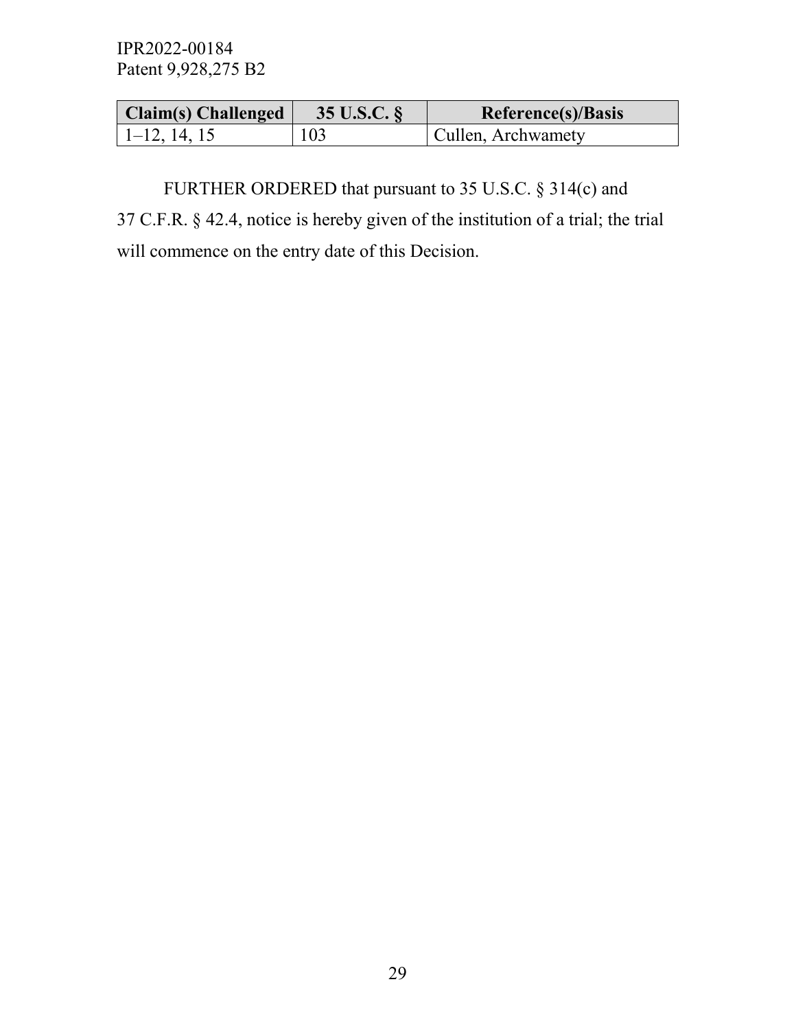| Claim(s) Challenged | 35 U.S.C. § | Reference(s)/Basis |
| --- | --- | --- |
| 1–12, 14, 15 | 103 | Cullen, Archwamety |

FURTHER ORDERED that pursuant to 35 U.S.C. § 314(c) and 37 C.F.R. § 42.4, notice is hereby given of the institution of a trial; the trial will commence on the entry date of this Decision.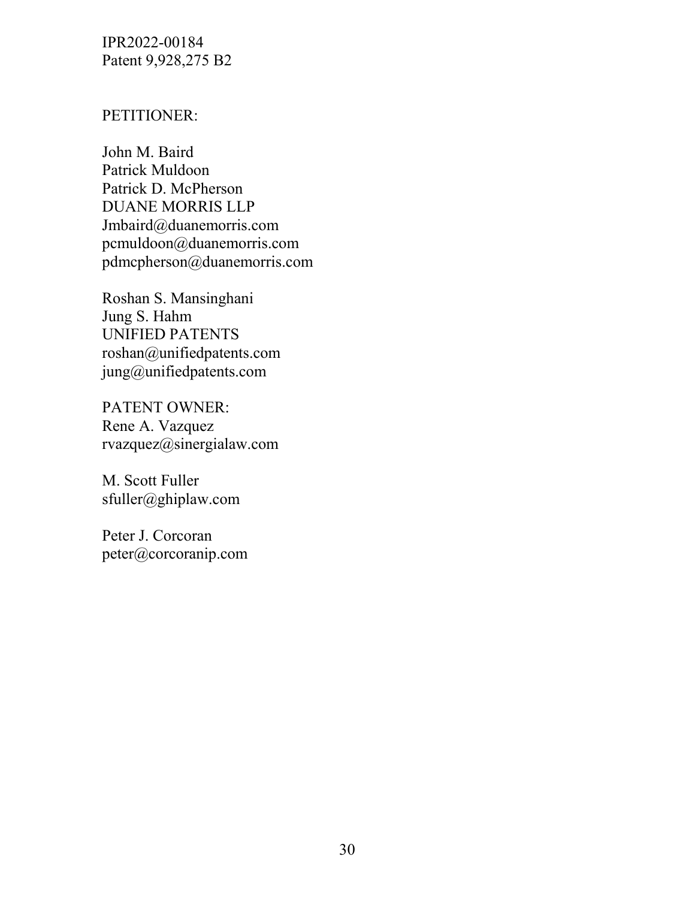PETITIONER:

John M. Baird
Patrick Muldoon
Patrick D. McPherson
DUANE MORRIS LLP
Jmbaird@duanemorris.com
pcmuldoon@duanemorris.com
pdmcpherson@duanemorris.com

Roshan S. Mansinghani
Jung S. Hahm
UNIFIED PATENTS
roshan@unifiedpatents.com
jung@unifiedpatents.com

PATENT OWNER:
Rene A. Vazquez
rvazquez@sinergialaw.com

M. Scott Fuller
sfuller@ghiplaw.com

Peter J. Corcoran
peter@corcoranip.com